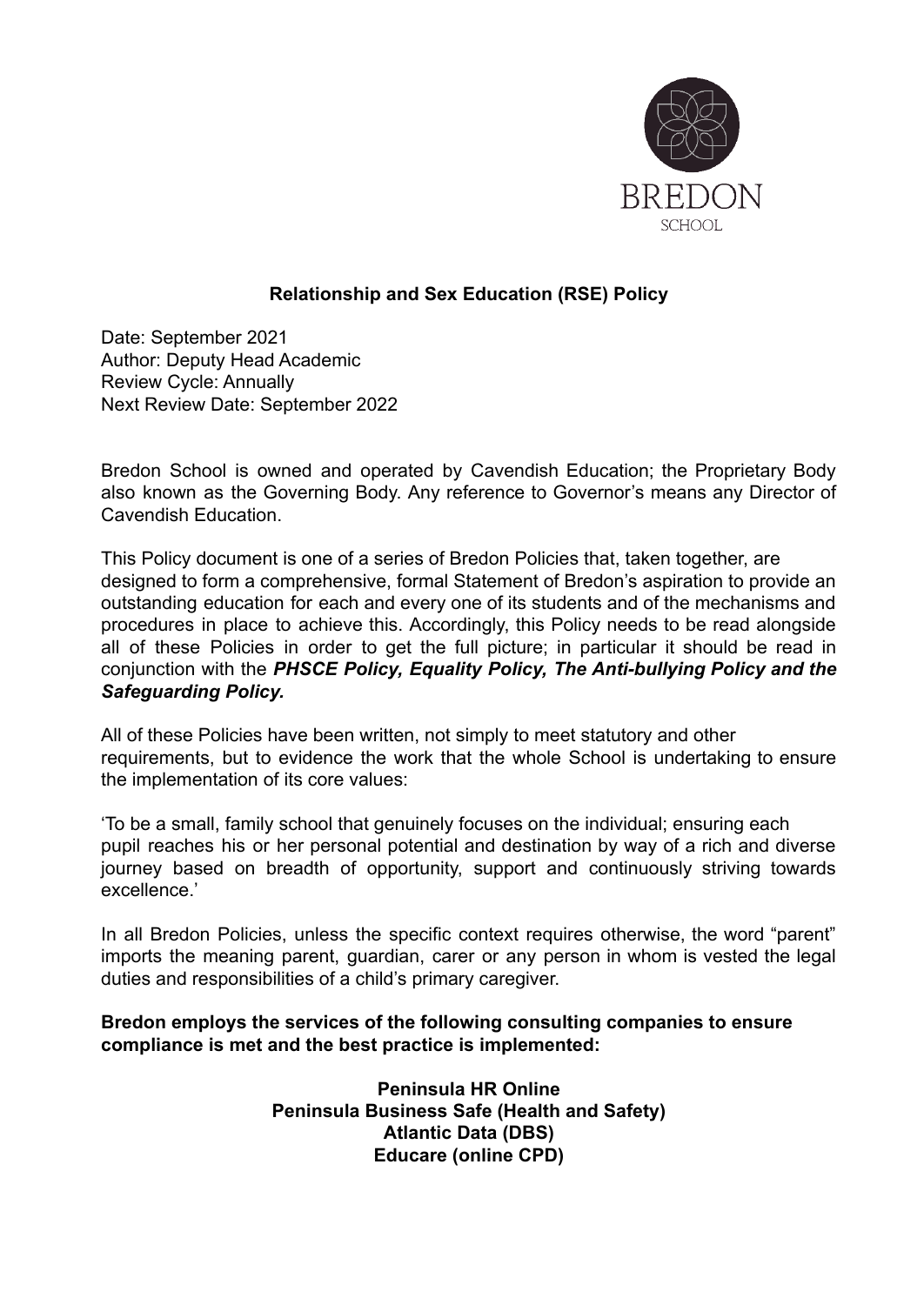BREDON

SCHOOL

# Relationship and Sex Education (RSE) Policy

Date: September 2021
Author: Deputy Head Academic
Review Cycle: Annually
Next Review Date: September 2022

Bredon School is owned and operated by Cavendish Education; the Proprietary Body also known as the Governing Body. Any reference to Governor's means any Director of Cavendish Education.

This Policy document is one of a series of Bredon Policies that, taken together, are designed to form a comprehensive, formal Statement of Bredon's aspiration to provide an outstanding education for each and every one of its students and of the mechanisms and procedures in place to achieve this. Accordingly, this Policy needs to be read alongside all of these Policies in order to get the full picture; in particular it should be read in conjunction with the ***PHSCE Policy, Equality Policy, The Anti-bullying Policy and the Safeguarding Policy.***

All of these Policies have been written, not simply to meet statutory and other requirements, but to evidence the work that the whole School is undertaking to ensure the implementation of its core values:

'To be a small, family school that genuinely focuses on the individual; ensuring each pupil reaches his or her personal potential and destination by way of a rich and diverse journey based on breadth of opportunity, support and continuously striving towards excellence.'

In all Bredon Policies, unless the specific context requires otherwise, the word "parent" imports the meaning parent, guardian, carer or any person in whom is vested the legal duties and responsibilities of a child's primary caregiver.

**Bredon employs the services of the following consulting companies to ensure compliance is met and the best practice is implemented:**

**Peninsula HR Online**
**Peninsula Business Safe (Health and Safety)**
**Atlantic Data (DBS)**
**Educare (online CPD)**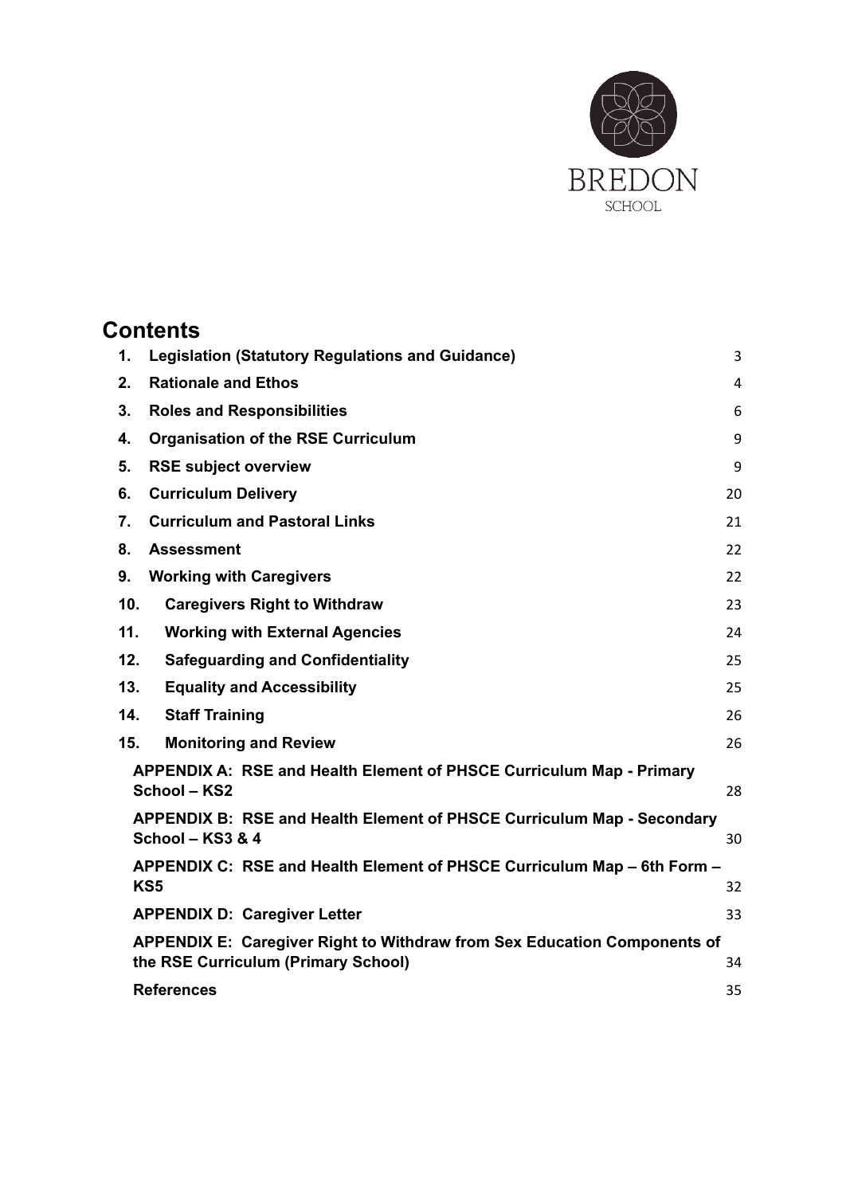BREDON

SCHOOL

# Contents

| | | |
|---|---|---|
| **1.** | **Legislation (Statutory Regulations and Guidance)** | 3 |
| **2.** | **Rationale and Ethos** | 4 |
| **3.** | **Roles and Responsibilities** | 6 |
| **4.** | **Organisation of the RSE Curriculum** | 9 |
| **5.** | **RSE subject overview** | 9 |
| **6.** | **Curriculum Delivery** | 20 |
| **7.** | **Curriculum and Pastoral Links** | 21 |
| **8.** | **Assessment** | 22 |
| **9.** | **Working with Caregivers** | 22 |
| **10.** | **Caregivers Right to Withdraw** | 23 |
| **11.** | **Working with External Agencies** | 24 |
| **12.** | **Safeguarding and Confidentiality** | 25 |
| **13.** | **Equality and Accessibility** | 25 |
| **14.** | **Staff Training** | 26 |
| **15.** | **Monitoring and Review** | 26 |
| | **APPENDIX A: RSE and Health Element of PHSCE Curriculum Map - Primary School – KS2** | 28 |
| | **APPENDIX B: RSE and Health Element of PHSCE Curriculum Map - Secondary School – KS3 & 4** | 30 |
| | **APPENDIX C: RSE and Health Element of PHSCE Curriculum Map – 6th Form – KS5** | 32 |
| | **APPENDIX D: Caregiver Letter** | 33 |
| | **APPENDIX E: Caregiver Right to Withdraw from Sex Education Components of the RSE Curriculum (Primary School)** | 34 |
| | **References** | 35 |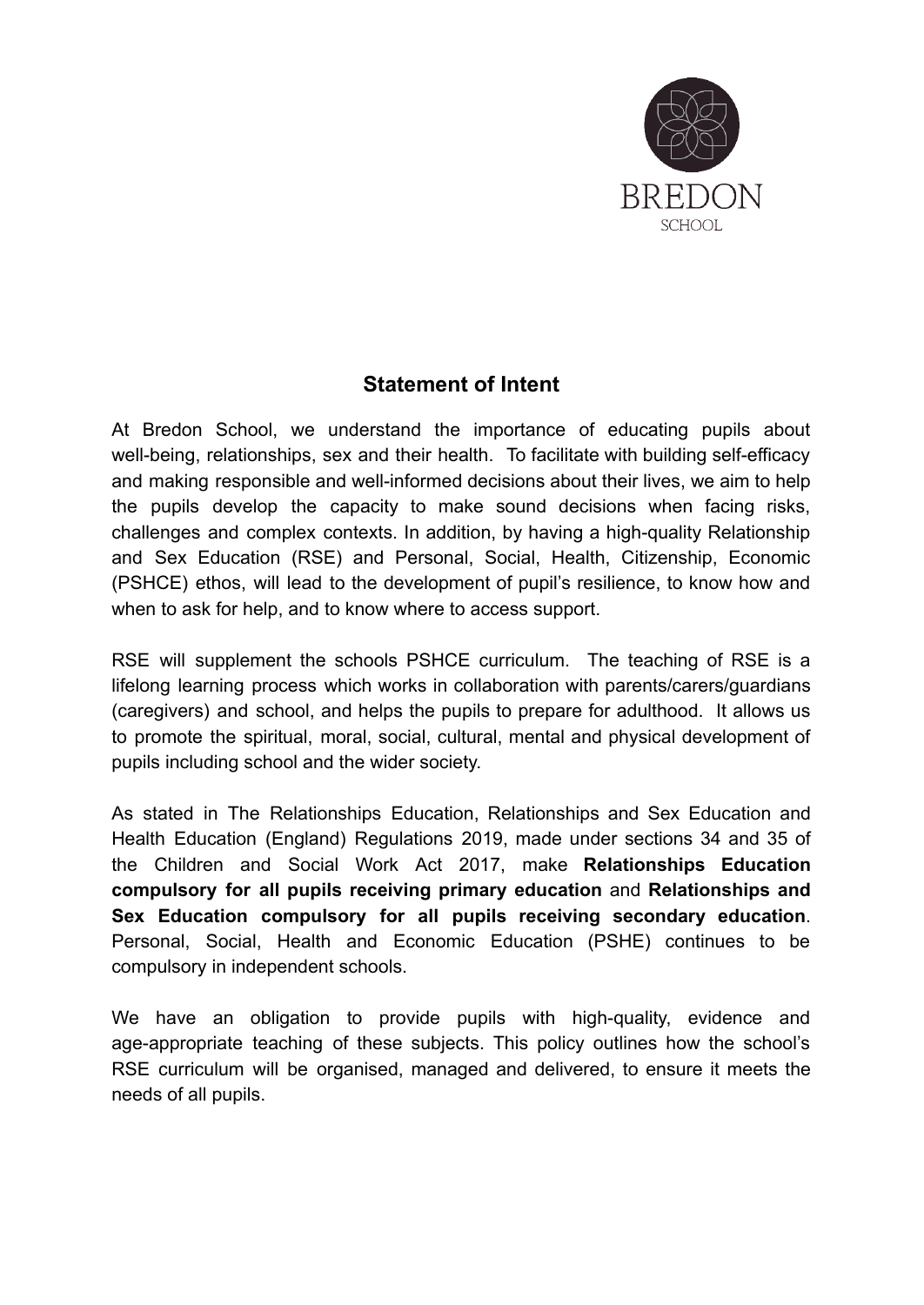BREDON
SCHOOL

## Statement of Intent

At Bredon School, we understand the importance of educating pupils about well-being, relationships, sex and their health. To facilitate with building self-efficacy and making responsible and well-informed decisions about their lives, we aim to help the pupils develop the capacity to make sound decisions when facing risks, challenges and complex contexts. In addition, by having a high-quality Relationship and Sex Education (RSE) and Personal, Social, Health, Citizenship, Economic (PSHCE) ethos, will lead to the development of pupil's resilience, to know how and when to ask for help, and to know where to access support.

RSE will supplement the schools PSHCE curriculum. The teaching of RSE is a lifelong learning process which works in collaboration with parents/carers/guardians (caregivers) and school, and helps the pupils to prepare for adulthood. It allows us to promote the spiritual, moral, social, cultural, mental and physical development of pupils including school and the wider society.

As stated in The Relationships Education, Relationships and Sex Education and Health Education (England) Regulations 2019, made under sections 34 and 35 of the Children and Social Work Act 2017, make **Relationships Education compulsory for all pupils receiving primary education** and **Relationships and Sex Education compulsory for all pupils receiving secondary education**. Personal, Social, Health and Economic Education (PSHE) continues to be compulsory in independent schools.

We have an obligation to provide pupils with high-quality, evidence and age-appropriate teaching of these subjects. This policy outlines how the school's RSE curriculum will be organised, managed and delivered, to ensure it meets the needs of all pupils.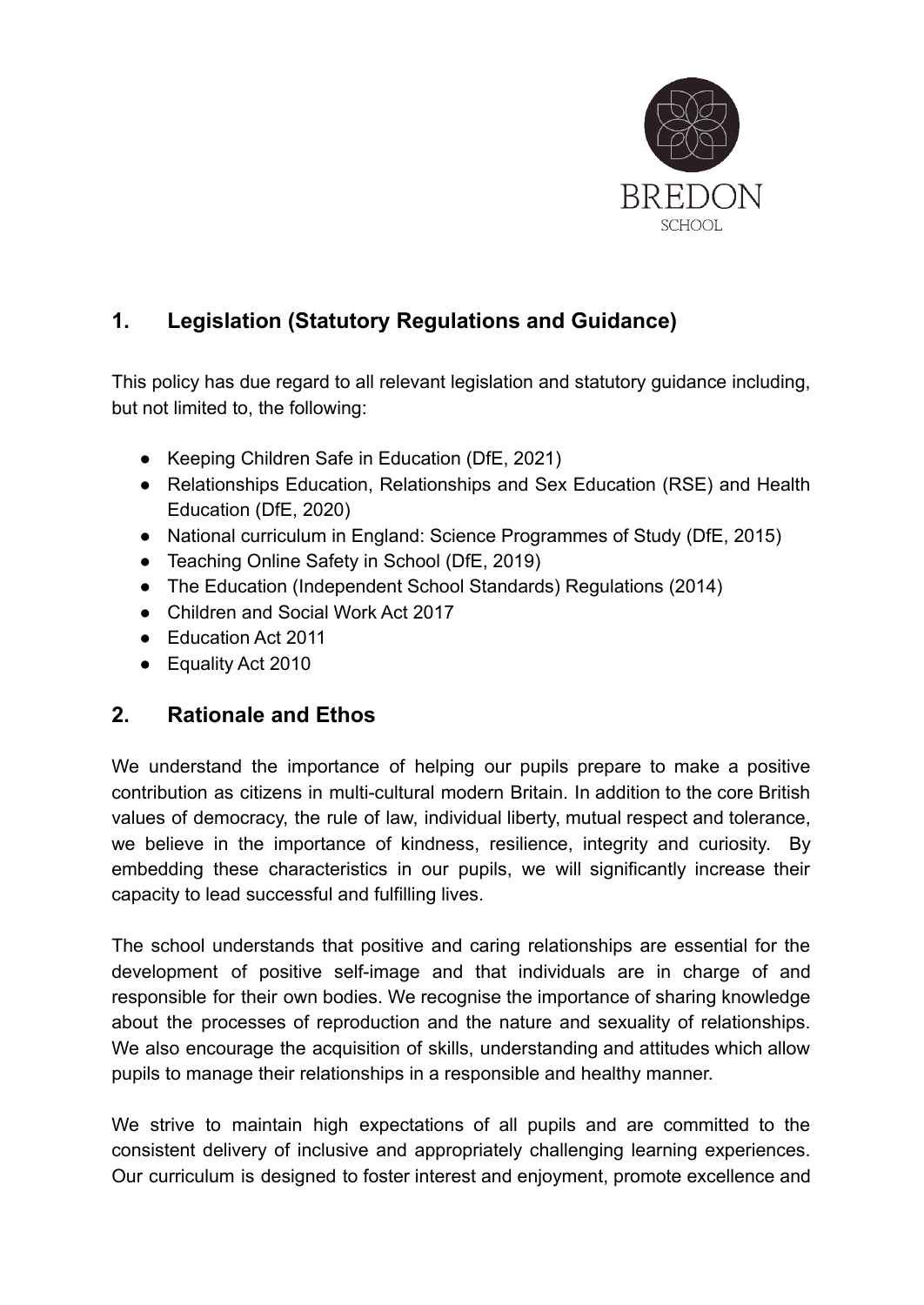## 1. Legislation (Statutory Regulations and Guidance)

This policy has due regard to all relevant legislation and statutory guidance including, but not limited to, the following:

- Keeping Children Safe in Education (DfE, 2021)
- Relationships Education, Relationships and Sex Education (RSE) and Health Education (DfE, 2020)
- National curriculum in England: Science Programmes of Study (DfE, 2015)
- Teaching Online Safety in School (DfE, 2019)
- The Education (Independent School Standards) Regulations (2014)
- Children and Social Work Act 2017
- Education Act 2011
- Equality Act 2010

## 2. Rationale and Ethos

We understand the importance of helping our pupils prepare to make a positive contribution as citizens in multi-cultural modern Britain. In addition to the core British values of democracy, the rule of law, individual liberty, mutual respect and tolerance, we believe in the importance of kindness, resilience, integrity and curiosity. By embedding these characteristics in our pupils, we will significantly increase their capacity to lead successful and fulfilling lives.

The school understands that positive and caring relationships are essential for the development of positive self-image and that individuals are in charge of and responsible for their own bodies. We recognise the importance of sharing knowledge about the processes of reproduction and the nature and sexuality of relationships. We also encourage the acquisition of skills, understanding and attitudes which allow pupils to manage their relationships in a responsible and healthy manner.

We strive to maintain high expectations of all pupils and are committed to the consistent delivery of inclusive and appropriately challenging learning experiences. Our curriculum is designed to foster interest and enjoyment, promote excellence and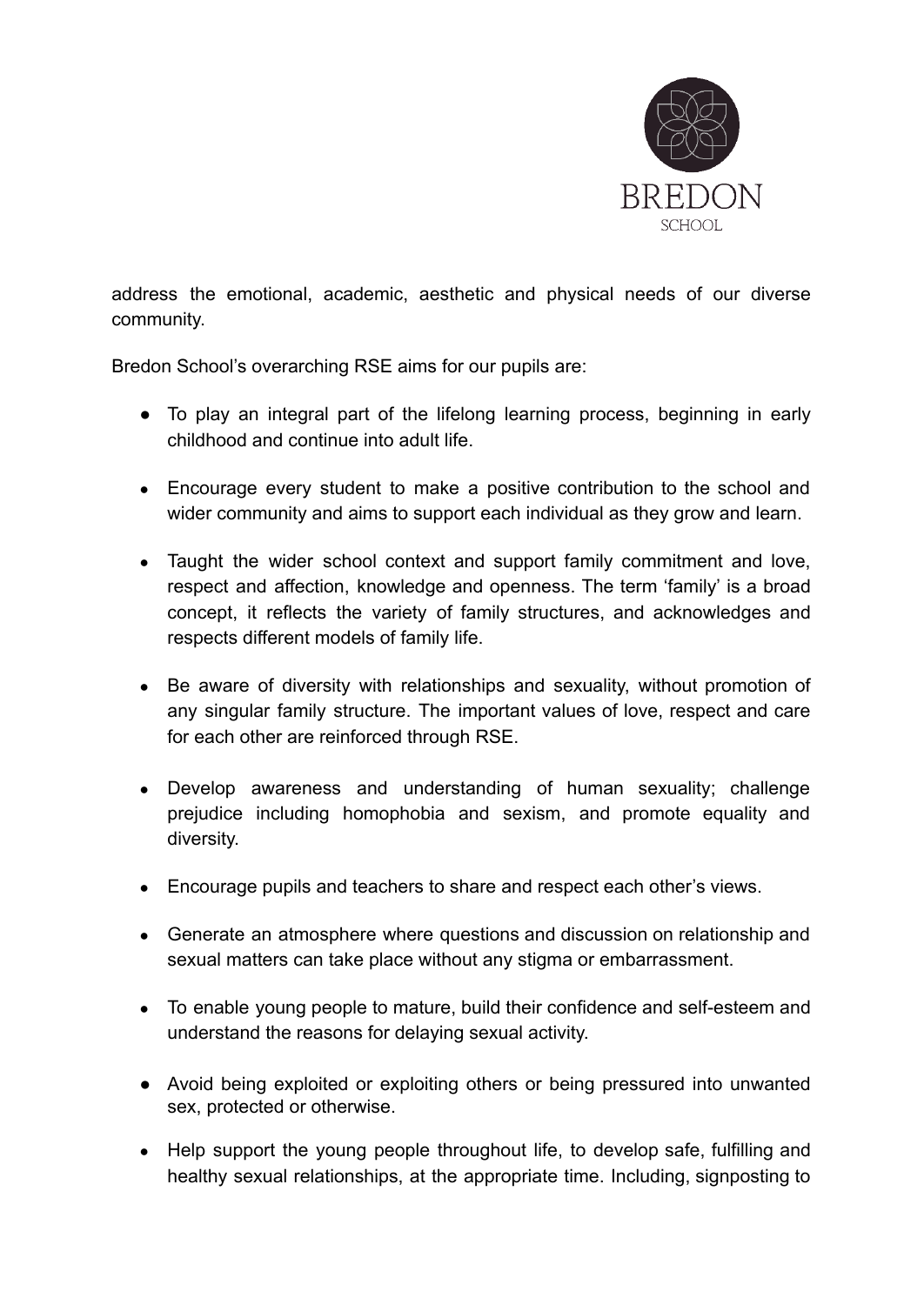address the emotional, academic, aesthetic and physical needs of our diverse community.

Bredon School's overarching RSE aims for our pupils are:

- To play an integral part of the lifelong learning process, beginning in early childhood and continue into adult life.
- Encourage every student to make a positive contribution to the school and wider community and aims to support each individual as they grow and learn.
- Taught the wider school context and support family commitment and love, respect and affection, knowledge and openness. The term 'family' is a broad concept, it reflects the variety of family structures, and acknowledges and respects different models of family life.
- Be aware of diversity with relationships and sexuality, without promotion of any singular family structure. The important values of love, respect and care for each other are reinforced through RSE.
- Develop awareness and understanding of human sexuality; challenge prejudice including homophobia and sexism, and promote equality and diversity.
- Encourage pupils and teachers to share and respect each other's views.
- Generate an atmosphere where questions and discussion on relationship and sexual matters can take place without any stigma or embarrassment.
- To enable young people to mature, build their confidence and self-esteem and understand the reasons for delaying sexual activity.
- Avoid being exploited or exploiting others or being pressured into unwanted sex, protected or otherwise.
- Help support the young people throughout life, to develop safe, fulfilling and healthy sexual relationships, at the appropriate time. Including, signposting to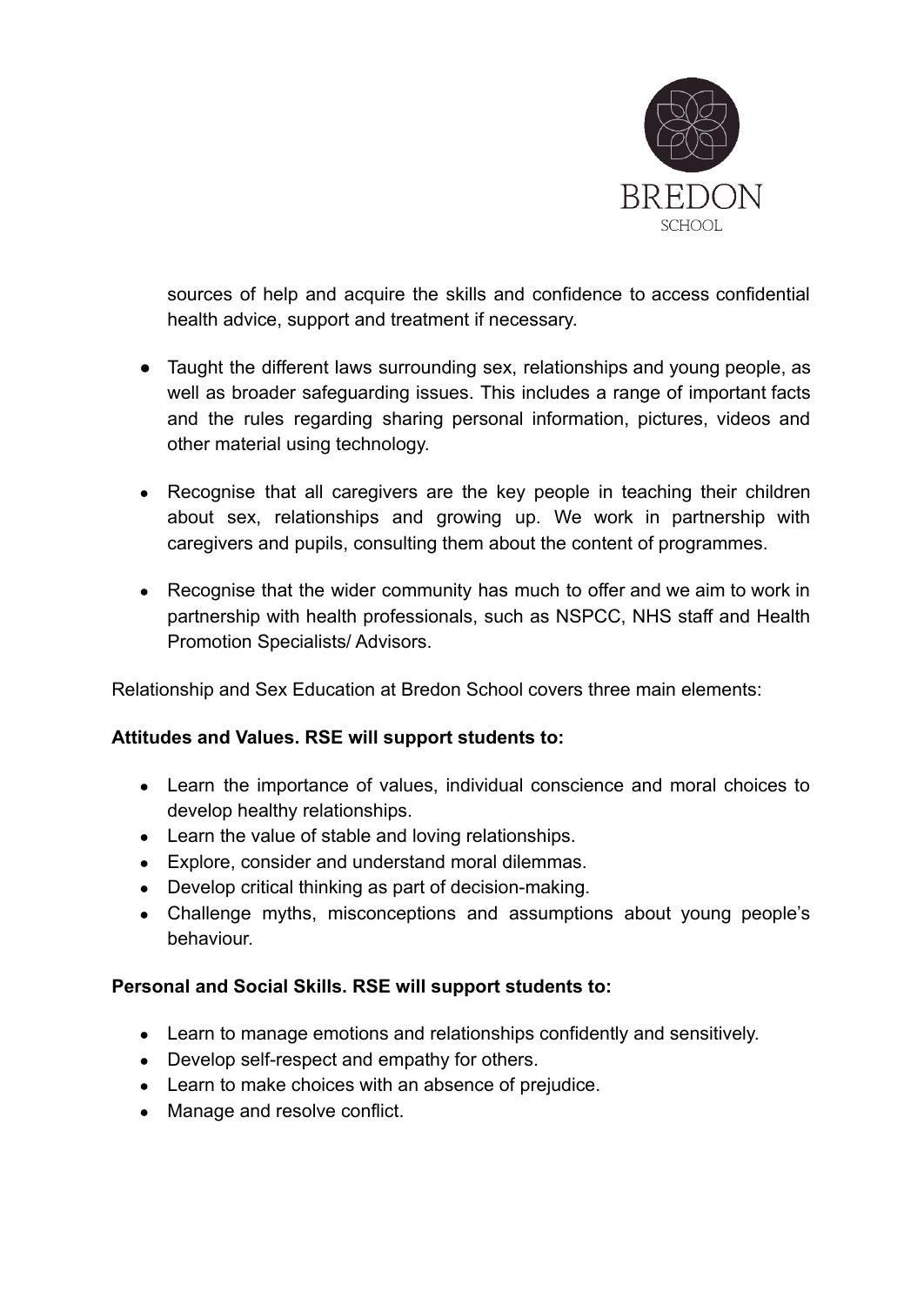sources of help and acquire the skills and confidence to access confidential health advice, support and treatment if necessary.

- Taught the different laws surrounding sex, relationships and young people, as well as broader safeguarding issues. This includes a range of important facts and the rules regarding sharing personal information, pictures, videos and other material using technology.

- Recognise that all caregivers are the key people in teaching their children about sex, relationships and growing up. We work in partnership with caregivers and pupils, consulting them about the content of programmes.

- Recognise that the wider community has much to offer and we aim to work in partnership with health professionals, such as NSPCC, NHS staff and Health Promotion Specialists/ Advisors.

Relationship and Sex Education at Bredon School covers three main elements:

**Attitudes and Values. RSE will support students to:**

- Learn the importance of values, individual conscience and moral choices to develop healthy relationships.
- Learn the value of stable and loving relationships.
- Explore, consider and understand moral dilemmas.
- Develop critical thinking as part of decision-making.
- Challenge myths, misconceptions and assumptions about young people's behaviour.

**Personal and Social Skills. RSE will support students to:**

- Learn to manage emotions and relationships confidently and sensitively.
- Develop self-respect and empathy for others.
- Learn to make choices with an absence of prejudice.
- Manage and resolve conflict.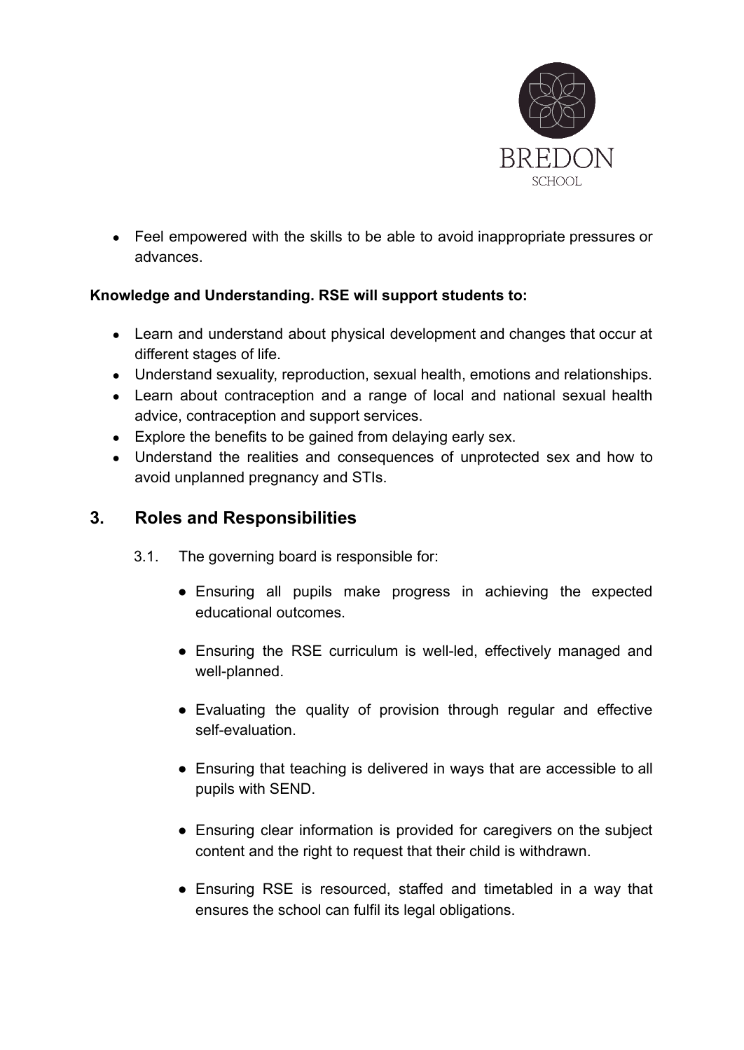- Feel empowered with the skills to be able to avoid inappropriate pressures or advances.

**Knowledge and Understanding. RSE will support students to:**

- Learn and understand about physical development and changes that occur at different stages of life.
- Understand sexuality, reproduction, sexual health, emotions and relationships.
- Learn about contraception and a range of local and national sexual health advice, contraception and support services.
- Explore the benefits to be gained from delaying early sex.
- Understand the realities and consequences of unprotected sex and how to avoid unplanned pregnancy and STIs.

## 3. Roles and Responsibilities

3.1. The governing board is responsible for:

- Ensuring all pupils make progress in achieving the expected educational outcomes.
- Ensuring the RSE curriculum is well-led, effectively managed and well-planned.
- Evaluating the quality of provision through regular and effective self-evaluation.
- Ensuring that teaching is delivered in ways that are accessible to all pupils with SEND.
- Ensuring clear information is provided for caregivers on the subject content and the right to request that their child is withdrawn.
- Ensuring RSE is resourced, staffed and timetabled in a way that ensures the school can fulfil its legal obligations.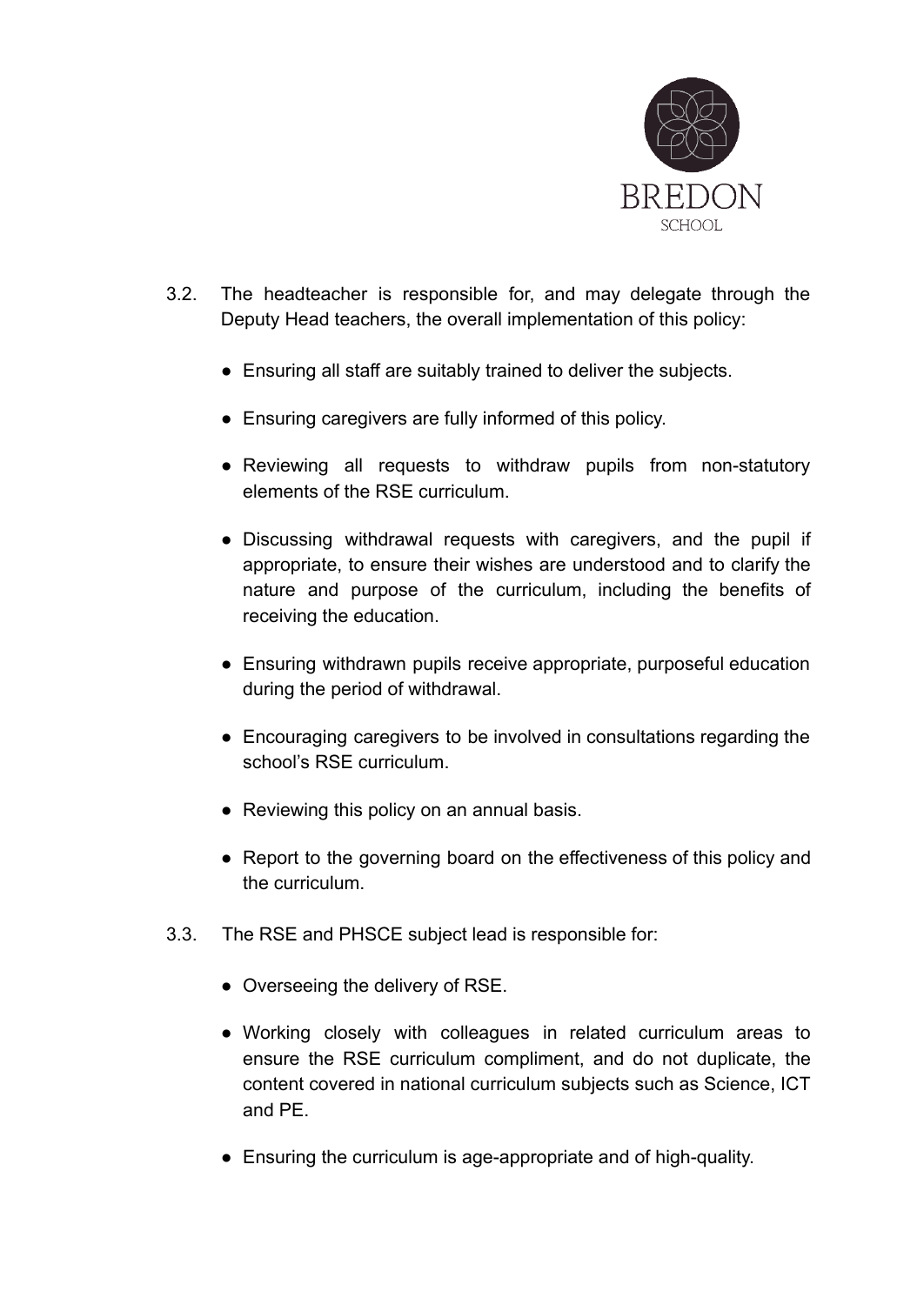3.2. The headteacher is responsible for, and may delegate through the Deputy Head teachers, the overall implementation of this policy:

- Ensuring all staff are suitably trained to deliver the subjects.
- Ensuring caregivers are fully informed of this policy.
- Reviewing all requests to withdraw pupils from non-statutory elements of the RSE curriculum.
- Discussing withdrawal requests with caregivers, and the pupil if appropriate, to ensure their wishes are understood and to clarify the nature and purpose of the curriculum, including the benefits of receiving the education.
- Ensuring withdrawn pupils receive appropriate, purposeful education during the period of withdrawal.
- Encouraging caregivers to be involved in consultations regarding the school's RSE curriculum.
- Reviewing this policy on an annual basis.
- Report to the governing board on the effectiveness of this policy and the curriculum.

3.3. The RSE and PHSCE subject lead is responsible for:

- Overseeing the delivery of RSE.
- Working closely with colleagues in related curriculum areas to ensure the RSE curriculum compliment, and do not duplicate, the content covered in national curriculum subjects such as Science, ICT and PE.
- Ensuring the curriculum is age-appropriate and of high-quality.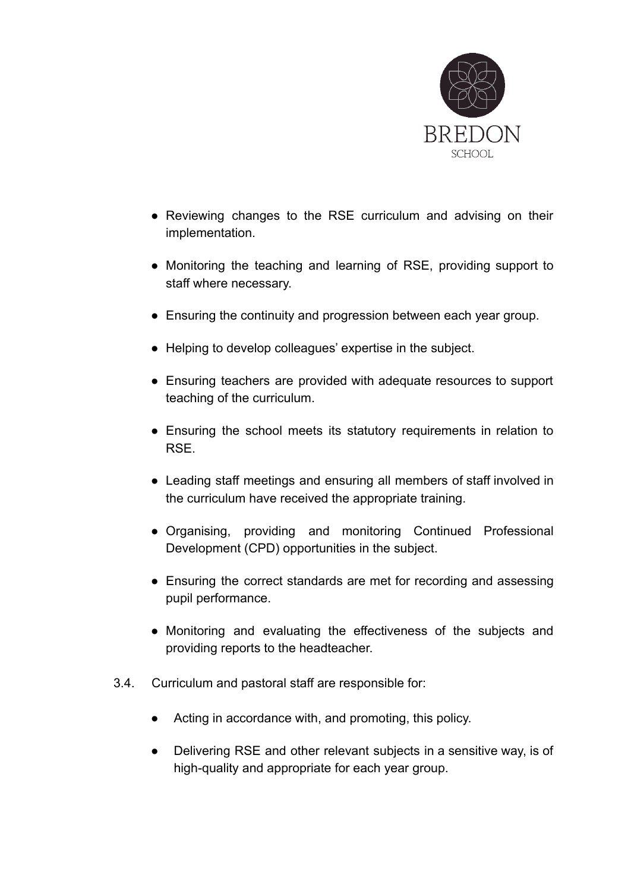- Reviewing changes to the RSE curriculum and advising on their implementation.
- Monitoring the teaching and learning of RSE, providing support to staff where necessary.
- Ensuring the continuity and progression between each year group.
- Helping to develop colleagues' expertise in the subject.
- Ensuring teachers are provided with adequate resources to support teaching of the curriculum.
- Ensuring the school meets its statutory requirements in relation to RSE.
- Leading staff meetings and ensuring all members of staff involved in the curriculum have received the appropriate training.
- Organising, providing and monitoring Continued Professional Development (CPD) opportunities in the subject.
- Ensuring the correct standards are met for recording and assessing pupil performance.
- Monitoring and evaluating the effectiveness of the subjects and providing reports to the headteacher.

3.4. Curriculum and pastoral staff are responsible for:

- Acting in accordance with, and promoting, this policy.
- Delivering RSE and other relevant subjects in a sensitive way, is of high-quality and appropriate for each year group.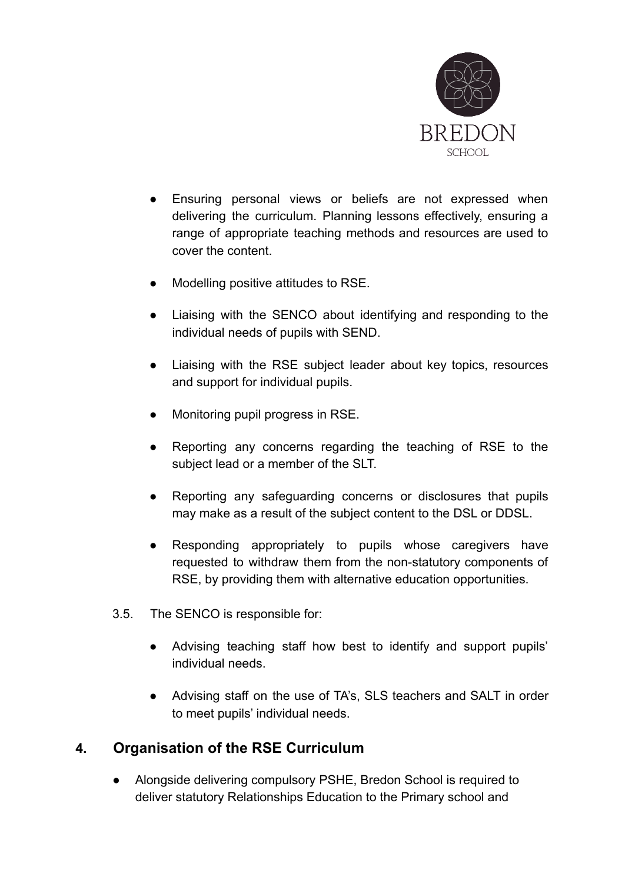- Ensuring personal views or beliefs are not expressed when delivering the curriculum. Planning lessons effectively, ensuring a range of appropriate teaching methods and resources are used to cover the content.
- Modelling positive attitudes to RSE.
- Liaising with the SENCO about identifying and responding to the individual needs of pupils with SEND.
- Liaising with the RSE subject leader about key topics, resources and support for individual pupils.
- Monitoring pupil progress in RSE.
- Reporting any concerns regarding the teaching of RSE to the subject lead or a member of the SLT.
- Reporting any safeguarding concerns or disclosures that pupils may make as a result of the subject content to the DSL or DDSL.
- Responding appropriately to pupils whose caregivers have requested to withdraw them from the non-statutory components of RSE, by providing them with alternative education opportunities.

3.5. The SENCO is responsible for:

- Advising teaching staff how best to identify and support pupils' individual needs.
- Advising staff on the use of TA's, SLS teachers and SALT in order to meet pupils' individual needs.

## 4. Organisation of the RSE Curriculum

- Alongside delivering compulsory PSHE, Bredon School is required to deliver statutory Relationships Education to the Primary school and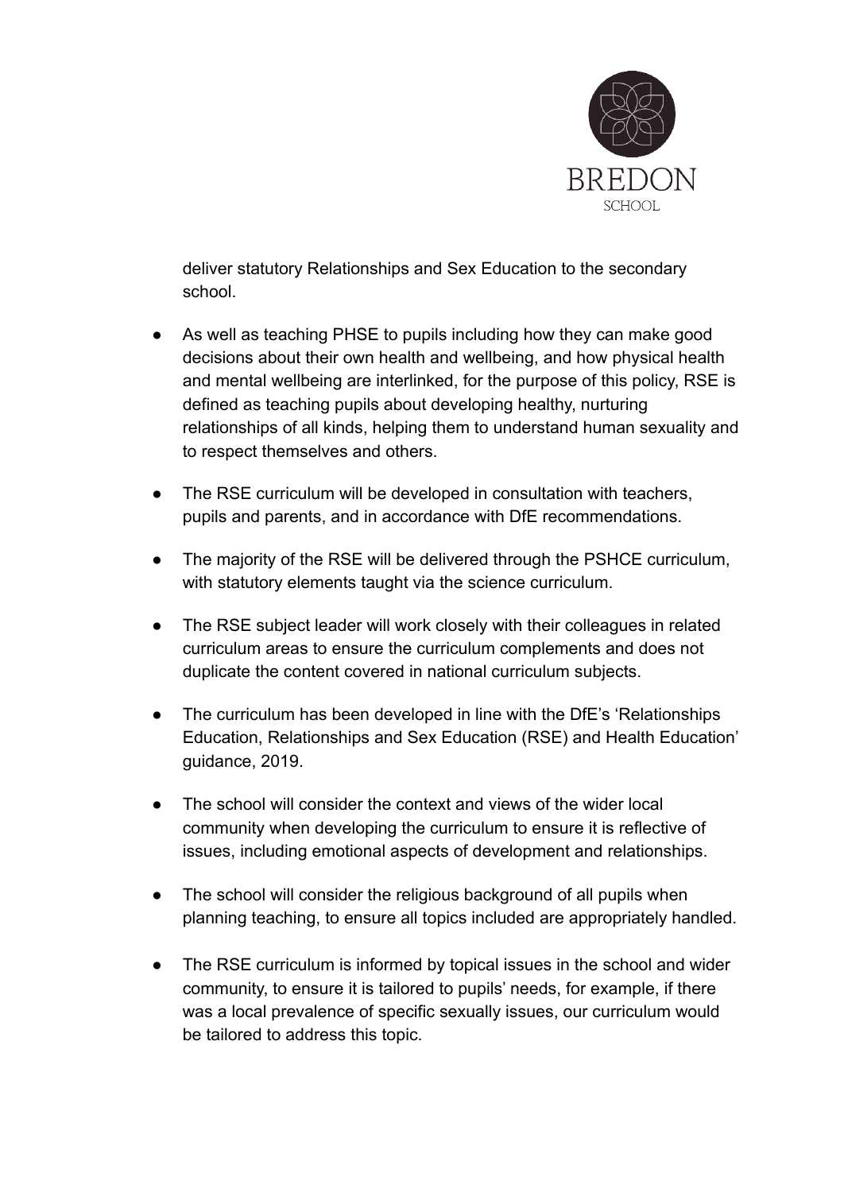deliver statutory Relationships and Sex Education to the secondary school.

- As well as teaching PHSE to pupils including how they can make good decisions about their own health and wellbeing, and how physical health and mental wellbeing are interlinked, for the purpose of this policy, RSE is defined as teaching pupils about developing healthy, nurturing relationships of all kinds, helping them to understand human sexuality and to respect themselves and others.

- The RSE curriculum will be developed in consultation with teachers, pupils and parents, and in accordance with DfE recommendations.

- The majority of the RSE will be delivered through the PSHCE curriculum, with statutory elements taught via the science curriculum.

- The RSE subject leader will work closely with their colleagues in related curriculum areas to ensure the curriculum complements and does not duplicate the content covered in national curriculum subjects.

- The curriculum has been developed in line with the DfE's 'Relationships Education, Relationships and Sex Education (RSE) and Health Education' guidance, 2019.

- The school will consider the context and views of the wider local community when developing the curriculum to ensure it is reflective of issues, including emotional aspects of development and relationships.

- The school will consider the religious background of all pupils when planning teaching, to ensure all topics included are appropriately handled.

- The RSE curriculum is informed by topical issues in the school and wider community, to ensure it is tailored to pupils' needs, for example, if there was a local prevalence of specific sexually issues, our curriculum would be tailored to address this topic.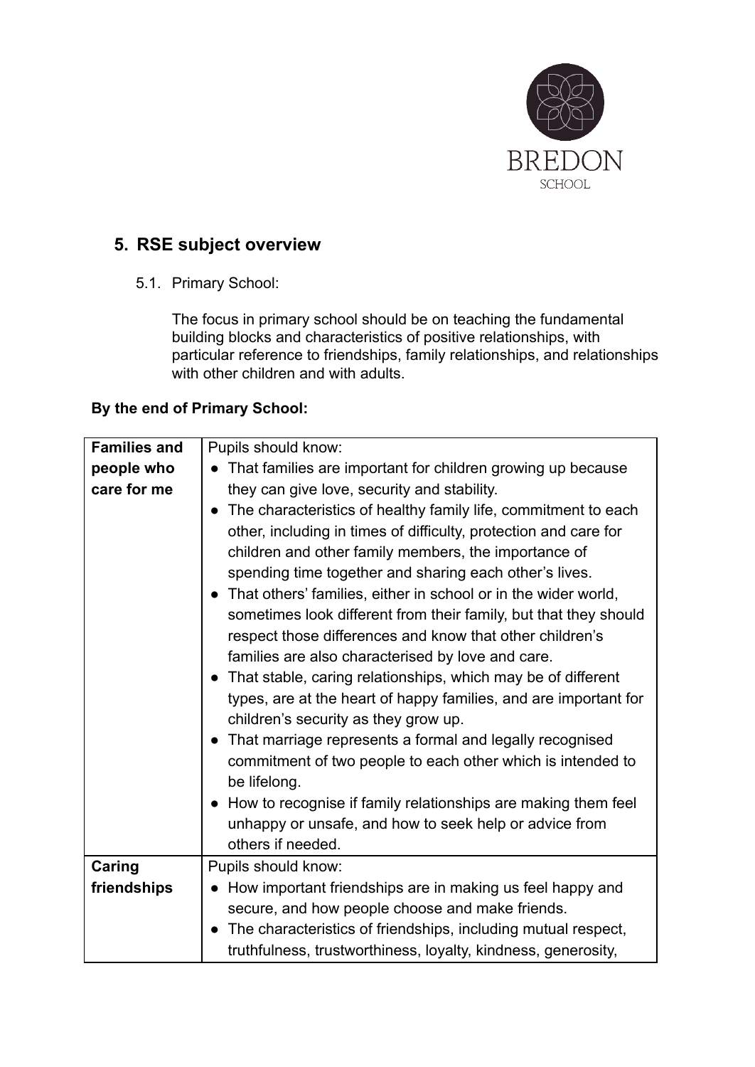## 5. RSE subject overview

5.1. Primary School:

The focus in primary school should be on teaching the fundamental building blocks and characteristics of positive relationships, with particular reference to friendships, family relationships, and relationships with other children and with adults.

**By the end of Primary School:**

| | |
|---|---|
| **Families and people who care for me** | Pupils should know:<br>● That families are important for children growing up because they can give love, security and stability.<br>● The characteristics of healthy family life, commitment to each other, including in times of difficulty, protection and care for children and other family members, the importance of spending time together and sharing each other's lives.<br>● That others' families, either in school or in the wider world, sometimes look different from their family, but that they should respect those differences and know that other children's families are also characterised by love and care.<br>● That stable, caring relationships, which may be of different types, are at the heart of happy families, and are important for children's security as they grow up.<br>● That marriage represents a formal and legally recognised commitment of two people to each other which is intended to be lifelong.<br>● How to recognise if family relationships are making them feel unhappy or unsafe, and how to seek help or advice from others if needed. |
| **Caring friendships** | Pupils should know:<br>● How important friendships are in making us feel happy and secure, and how people choose and make friends.<br>● The characteristics of friendships, including mutual respect, truthfulness, trustworthiness, loyalty, kindness, generosity, |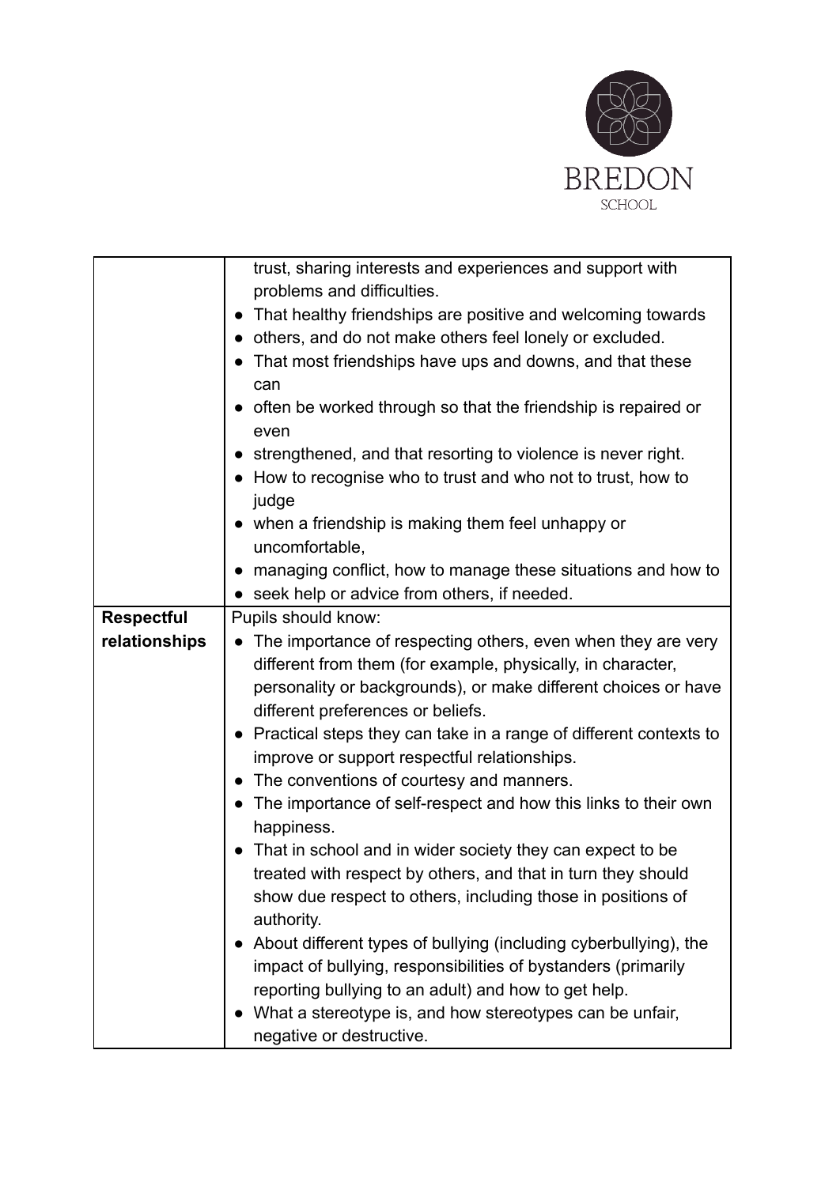| | |
|---|---|
| | trust, sharing interests and experiences and support with problems and difficulties.<br>• That healthy friendships are positive and welcoming towards<br>• others, and do not make others feel lonely or excluded.<br>• That most friendships have ups and downs, and that these can<br>• often be worked through so that the friendship is repaired or even<br>• strengthened, and that resorting to violence is never right.<br>• How to recognise who to trust and who not to trust, how to judge<br>• when a friendship is making them feel unhappy or uncomfortable,<br>• managing conflict, how to manage these situations and how to<br>• seek help or advice from others, if needed. |
| **Respectful relationships** | Pupils should know:<br>• The importance of respecting others, even when they are very different from them (for example, physically, in character, personality or backgrounds), or make different choices or have different preferences or beliefs.<br>• Practical steps they can take in a range of different contexts to improve or support respectful relationships.<br>• The conventions of courtesy and manners.<br>• The importance of self-respect and how this links to their own happiness.<br>• That in school and in wider society they can expect to be treated with respect by others, and that in turn they should show due respect to others, including those in positions of authority.<br>• About different types of bullying (including cyberbullying), the impact of bullying, responsibilities of bystanders (primarily reporting bullying to an adult) and how to get help.<br>• What a stereotype is, and how stereotypes can be unfair, negative or destructive. |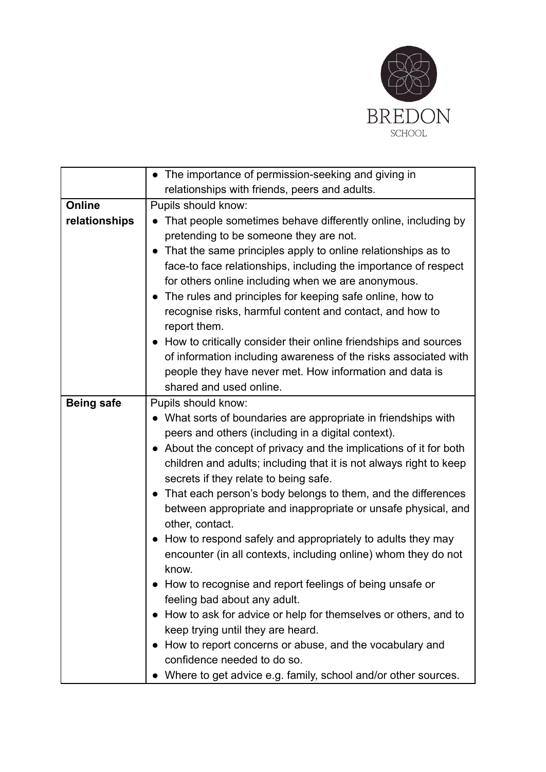| | |
|---|---|
| | • The importance of permission-seeking and giving in relationships with friends, peers and adults. |
| **Online relationships** | Pupils should know:<br>• That people sometimes behave differently online, including by pretending to be someone they are not.<br>• That the same principles apply to online relationships as to face-to face relationships, including the importance of respect for others online including when we are anonymous.<br>• The rules and principles for keeping safe online, how to recognise risks, harmful content and contact, and how to report them.<br>• How to critically consider their online friendships and sources of information including awareness of the risks associated with people they have never met. How information and data is shared and used online. |
| **Being safe** | Pupils should know:<br>• What sorts of boundaries are appropriate in friendships with peers and others (including in a digital context).<br>• About the concept of privacy and the implications of it for both children and adults; including that it is not always right to keep secrets if they relate to being safe.<br>• That each person's body belongs to them, and the differences between appropriate and inappropriate or unsafe physical, and other, contact.<br>• How to respond safely and appropriately to adults they may encounter (in all contexts, including online) whom they do not know.<br>• How to recognise and report feelings of being unsafe or feeling bad about any adult.<br>• How to ask for advice or help for themselves or others, and to keep trying until they are heard.<br>• How to report concerns or abuse, and the vocabulary and confidence needed to do so.<br>• Where to get advice e.g. family, school and/or other sources. |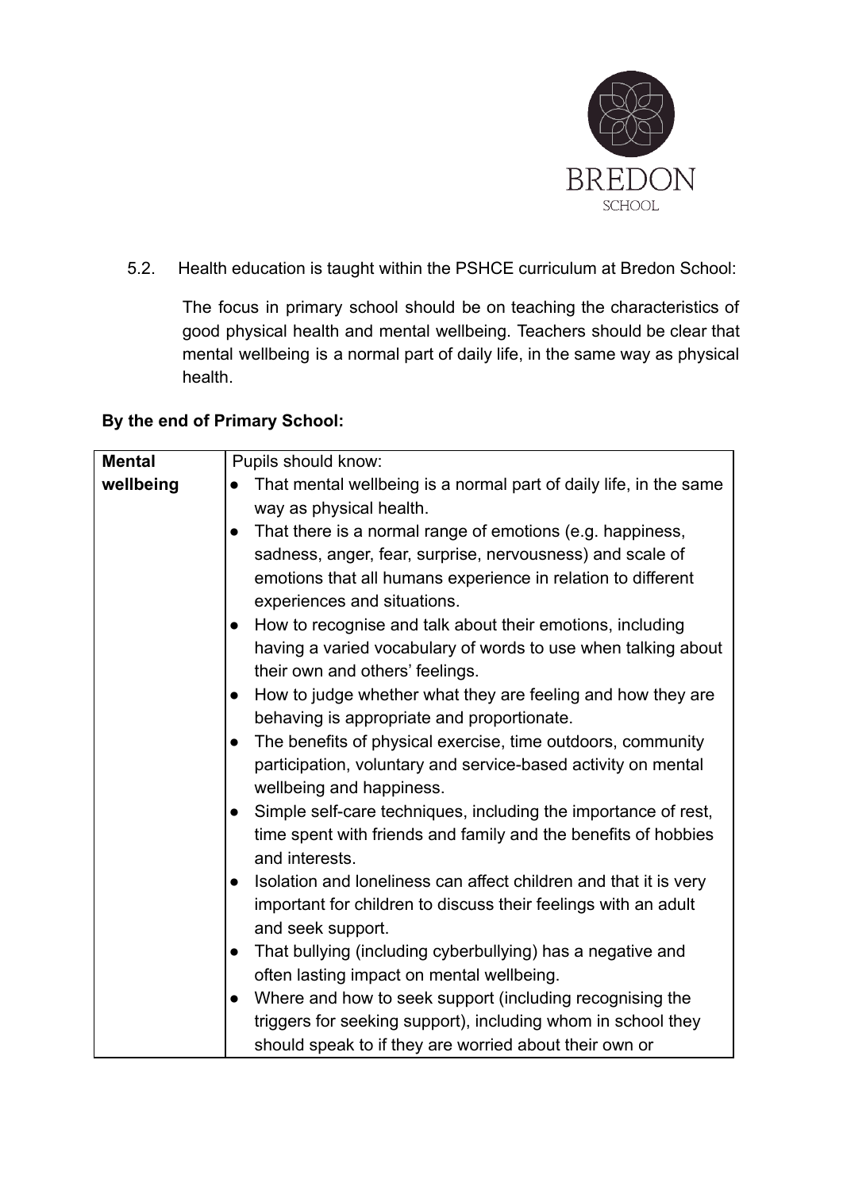5.2. Health education is taught within the PSHCE curriculum at Bredon School:

The focus in primary school should be on teaching the characteristics of good physical health and mental wellbeing. Teachers should be clear that mental wellbeing is a normal part of daily life, in the same way as physical health.

**By the end of Primary School:**

| **Mental wellbeing** | Pupils should know:<br>● That mental wellbeing is a normal part of daily life, in the same way as physical health.<br>● That there is a normal range of emotions (e.g. happiness, sadness, anger, fear, surprise, nervousness) and scale of emotions that all humans experience in relation to different experiences and situations.<br>● How to recognise and talk about their emotions, including having a varied vocabulary of words to use when talking about their own and others' feelings.<br>● How to judge whether what they are feeling and how they are behaving is appropriate and proportionate.<br>● The benefits of physical exercise, time outdoors, community participation, voluntary and service-based activity on mental wellbeing and happiness.<br>● Simple self-care techniques, including the importance of rest, time spent with friends and family and the benefits of hobbies and interests.<br>● Isolation and loneliness can affect children and that it is very important for children to discuss their feelings with an adult and seek support.<br>● That bullying (including cyberbullying) has a negative and often lasting impact on mental wellbeing.<br>● Where and how to seek support (including recognising the triggers for seeking support), including whom in school they should speak to if they are worried about their own or |
|---|---|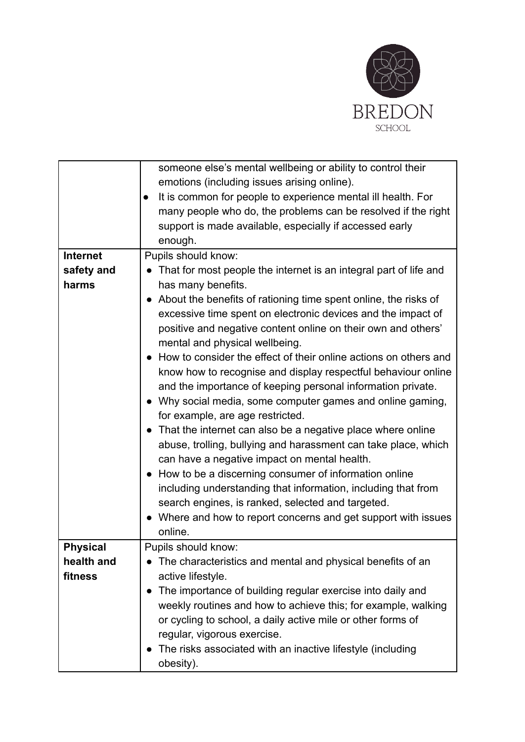| | |
|---|---|
| | someone else's mental wellbeing or ability to control their emotions (including issues arising online).<br>● It is common for people to experience mental ill health. For many people who do, the problems can be resolved if the right support is made available, especially if accessed early enough. |
| **Internet safety and harms** | Pupils should know:<br>● That for most people the internet is an integral part of life and has many benefits.<br>● About the benefits of rationing time spent online, the risks of excessive time spent on electronic devices and the impact of positive and negative content online on their own and others' mental and physical wellbeing.<br>● How to consider the effect of their online actions on others and know how to recognise and display respectful behaviour online and the importance of keeping personal information private.<br>● Why social media, some computer games and online gaming, for example, are age restricted.<br>● That the internet can also be a negative place where online abuse, trolling, bullying and harassment can take place, which can have a negative impact on mental health.<br>● How to be a discerning consumer of information online including understanding that information, including that from search engines, is ranked, selected and targeted.<br>● Where and how to report concerns and get support with issues online. |
| **Physical health and fitness** | Pupils should know:<br>● The characteristics and mental and physical benefits of an active lifestyle.<br>● The importance of building regular exercise into daily and weekly routines and how to achieve this; for example, walking or cycling to school, a daily active mile or other forms of regular, vigorous exercise.<br>● The risks associated with an inactive lifestyle (including obesity). |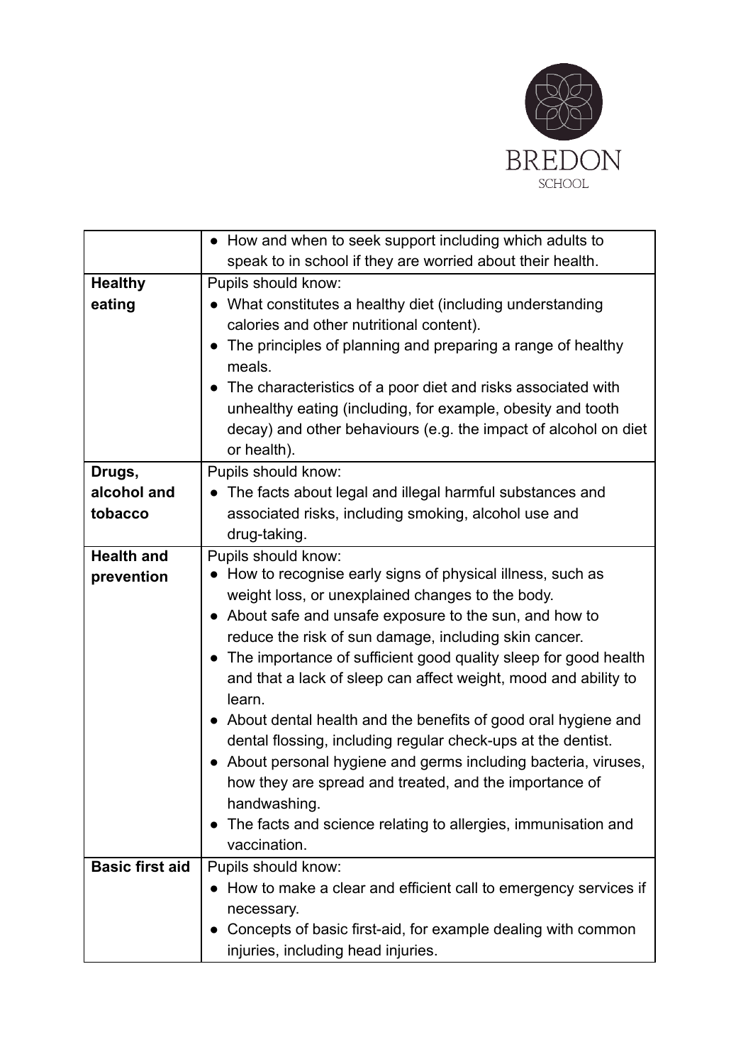| | |
|---|---|
| | • How and when to seek support including which adults to speak to in school if they are worried about their health. |
| **Healthy eating** | Pupils should know:<br>• What constitutes a healthy diet (including understanding calories and other nutritional content).<br>• The principles of planning and preparing a range of healthy meals.<br>• The characteristics of a poor diet and risks associated with unhealthy eating (including, for example, obesity and tooth decay) and other behaviours (e.g. the impact of alcohol on diet or health). |
| **Drugs, alcohol and tobacco** | Pupils should know:<br>• The facts about legal and illegal harmful substances and associated risks, including smoking, alcohol use and drug-taking. |
| **Health and prevention** | Pupils should know:<br>• How to recognise early signs of physical illness, such as weight loss, or unexplained changes to the body.<br>• About safe and unsafe exposure to the sun, and how to reduce the risk of sun damage, including skin cancer.<br>• The importance of sufficient good quality sleep for good health and that a lack of sleep can affect weight, mood and ability to learn.<br>• About dental health and the benefits of good oral hygiene and dental flossing, including regular check-ups at the dentist.<br>• About personal hygiene and germs including bacteria, viruses, how they are spread and treated, and the importance of handwashing.<br>• The facts and science relating to allergies, immunisation and vaccination. |
| **Basic first aid** | Pupils should know:<br>• How to make a clear and efficient call to emergency services if necessary.<br>• Concepts of basic first-aid, for example dealing with common injuries, including head injuries. |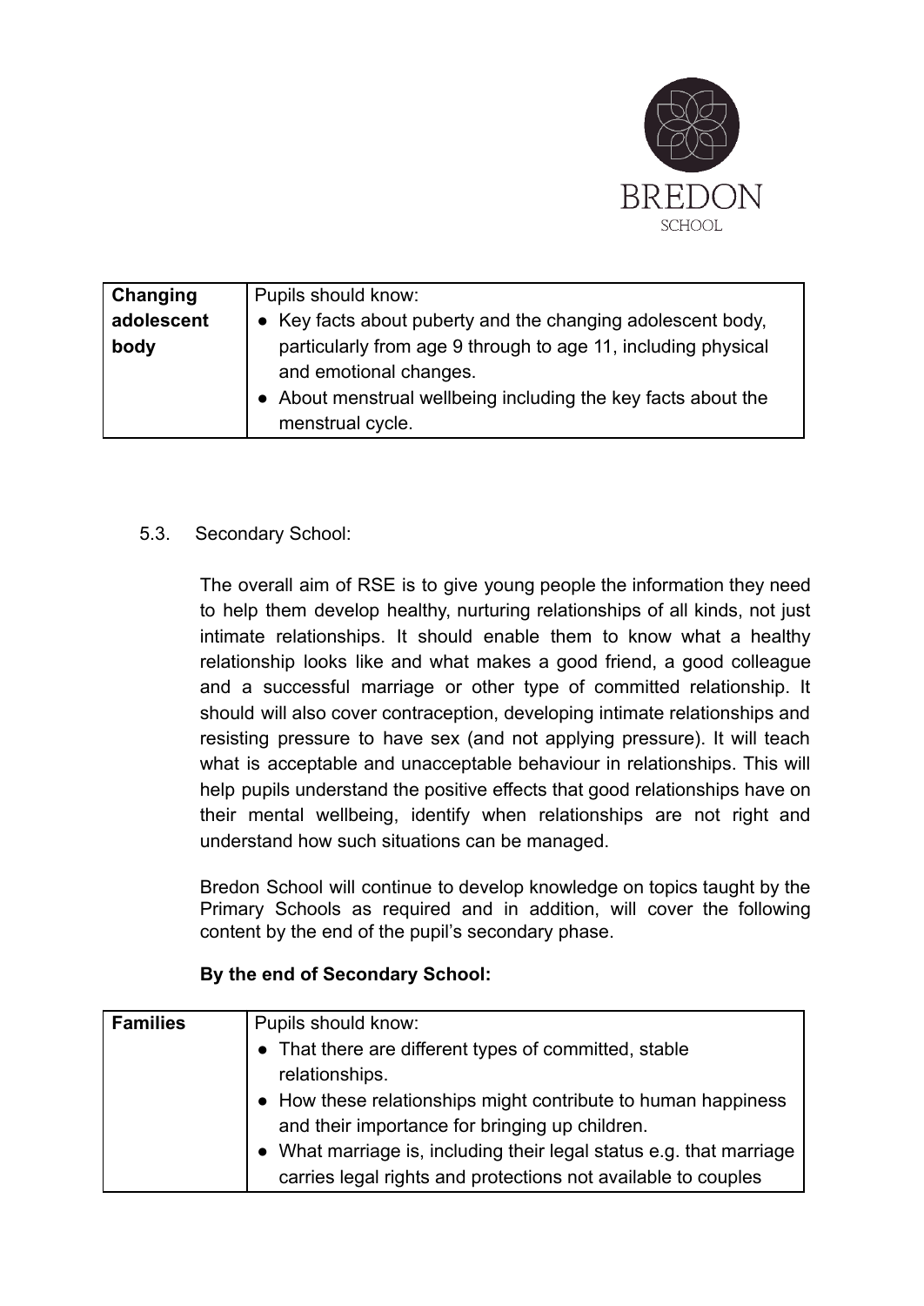| Changing adolescent body | Pupils should know:<br>• Key facts about puberty and the changing adolescent body, particularly from age 9 through to age 11, including physical and emotional changes.<br>• About menstrual wellbeing including the key facts about the menstrual cycle. |
|---|---|

5.3. Secondary School:

The overall aim of RSE is to give young people the information they need to help them develop healthy, nurturing relationships of all kinds, not just intimate relationships. It should enable them to know what a healthy relationship looks like and what makes a good friend, a good colleague and a successful marriage or other type of committed relationship. It should will also cover contraception, developing intimate relationships and resisting pressure to have sex (and not applying pressure). It will teach what is acceptable and unacceptable behaviour in relationships. This will help pupils understand the positive effects that good relationships have on their mental wellbeing, identify when relationships are not right and understand how such situations can be managed.

Bredon School will continue to develop knowledge on topics taught by the Primary Schools as required and in addition, will cover the following content by the end of the pupil's secondary phase.

**By the end of Secondary School:**

| Families | Pupils should know:<br>• That there are different types of committed, stable relationships.<br>• How these relationships might contribute to human happiness and their importance for bringing up children.<br>• What marriage is, including their legal status e.g. that marriage carries legal rights and protections not available to couples |
|---|---|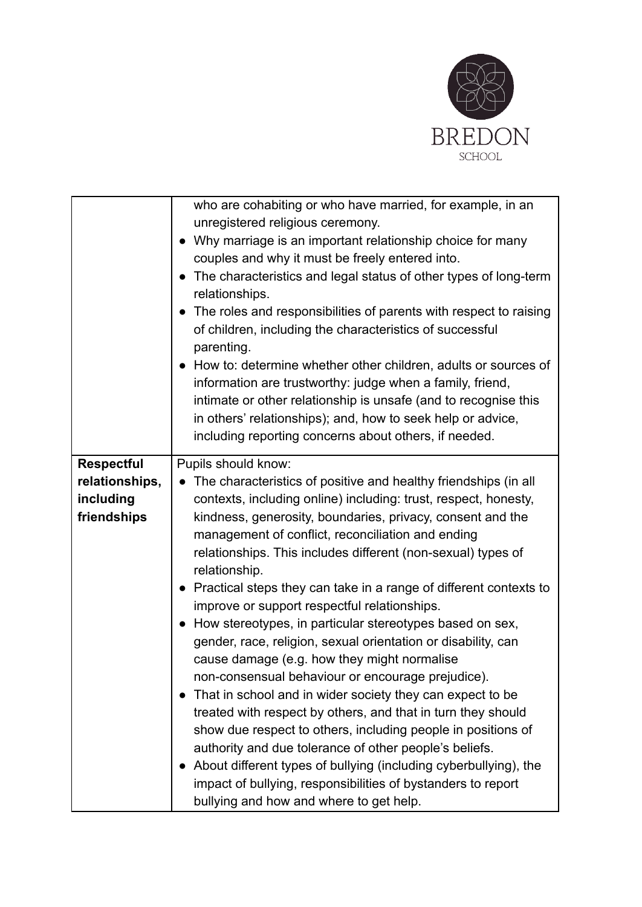| | |
|---|---|
| | who are cohabiting or who have married, for example, in an unregistered religious ceremony.<br>● Why marriage is an important relationship choice for many couples and why it must be freely entered into.<br>● The characteristics and legal status of other types of long-term relationships.<br>● The roles and responsibilities of parents with respect to raising of children, including the characteristics of successful parenting.<br>● How to: determine whether other children, adults or sources of information are trustworthy: judge when a family, friend, intimate or other relationship is unsafe (and to recognise this in others' relationships); and, how to seek help or advice, including reporting concerns about others, if needed. |
| **Respectful relationships, including friendships** | Pupils should know:<br>● The characteristics of positive and healthy friendships (in all contexts, including online) including: trust, respect, honesty, kindness, generosity, boundaries, privacy, consent and the management of conflict, reconciliation and ending relationships. This includes different (non-sexual) types of relationship.<br>● Practical steps they can take in a range of different contexts to improve or support respectful relationships.<br>● How stereotypes, in particular stereotypes based on sex, gender, race, religion, sexual orientation or disability, can cause damage (e.g. how they might normalise non-consensual behaviour or encourage prejudice).<br>● That in school and in wider society they can expect to be treated with respect by others, and that in turn they should show due respect to others, including people in positions of authority and due tolerance of other people's beliefs.<br>● About different types of bullying (including cyberbullying), the impact of bullying, responsibilities of bystanders to report bullying and how and where to get help. |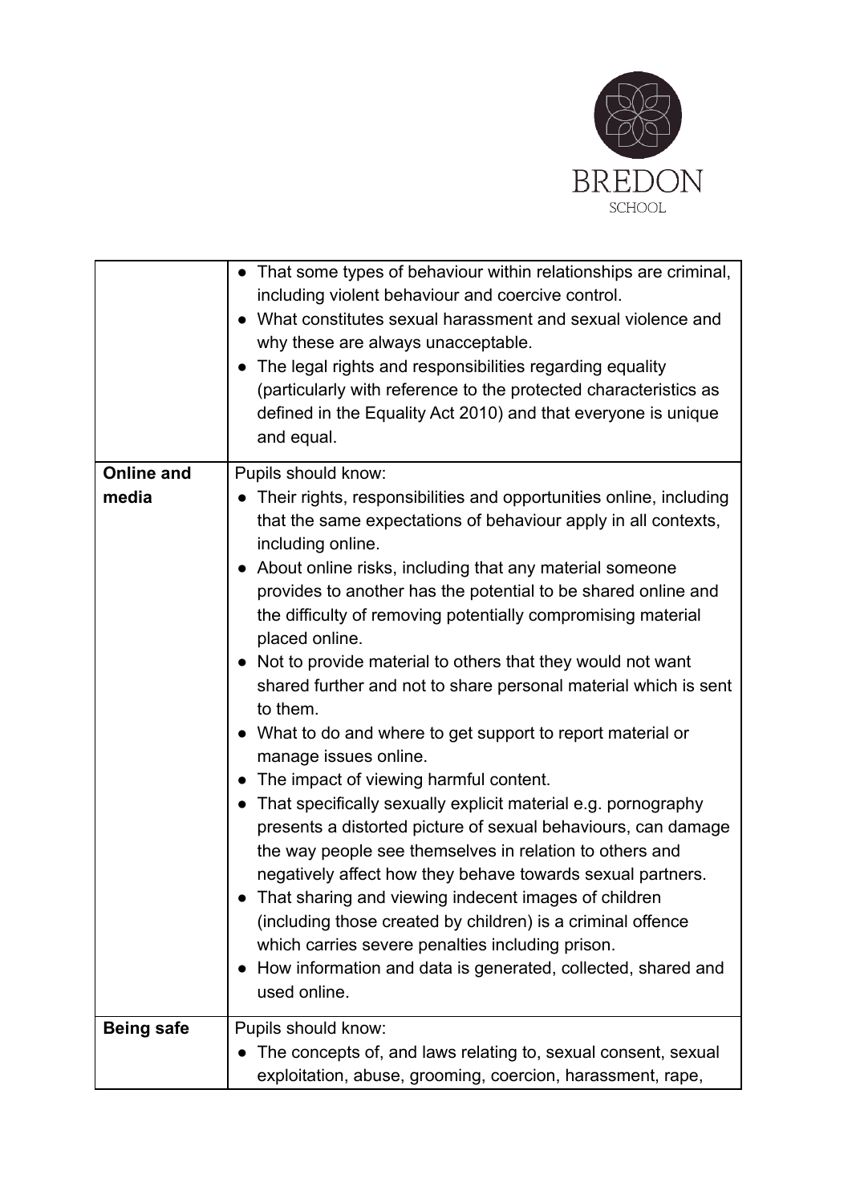| | |
|---|---|
| | • That some types of behaviour within relationships are criminal, including violent behaviour and coercive control.<br>• What constitutes sexual harassment and sexual violence and why these are always unacceptable.<br>• The legal rights and responsibilities regarding equality (particularly with reference to the protected characteristics as defined in the Equality Act 2010) and that everyone is unique and equal. |
| **Online and media** | Pupils should know:<br>• Their rights, responsibilities and opportunities online, including that the same expectations of behaviour apply in all contexts, including online.<br>• About online risks, including that any material someone provides to another has the potential to be shared online and the difficulty of removing potentially compromising material placed online.<br>• Not to provide material to others that they would not want shared further and not to share personal material which is sent to them.<br>• What to do and where to get support to report material or manage issues online.<br>• The impact of viewing harmful content.<br>• That specifically sexually explicit material e.g. pornography presents a distorted picture of sexual behaviours, can damage the way people see themselves in relation to others and negatively affect how they behave towards sexual partners.<br>• That sharing and viewing indecent images of children (including those created by children) is a criminal offence which carries severe penalties including prison.<br>• How information and data is generated, collected, shared and used online. |
| **Being safe** | Pupils should know:<br>• The concepts of, and laws relating to, sexual consent, sexual exploitation, abuse, grooming, coercion, harassment, rape, |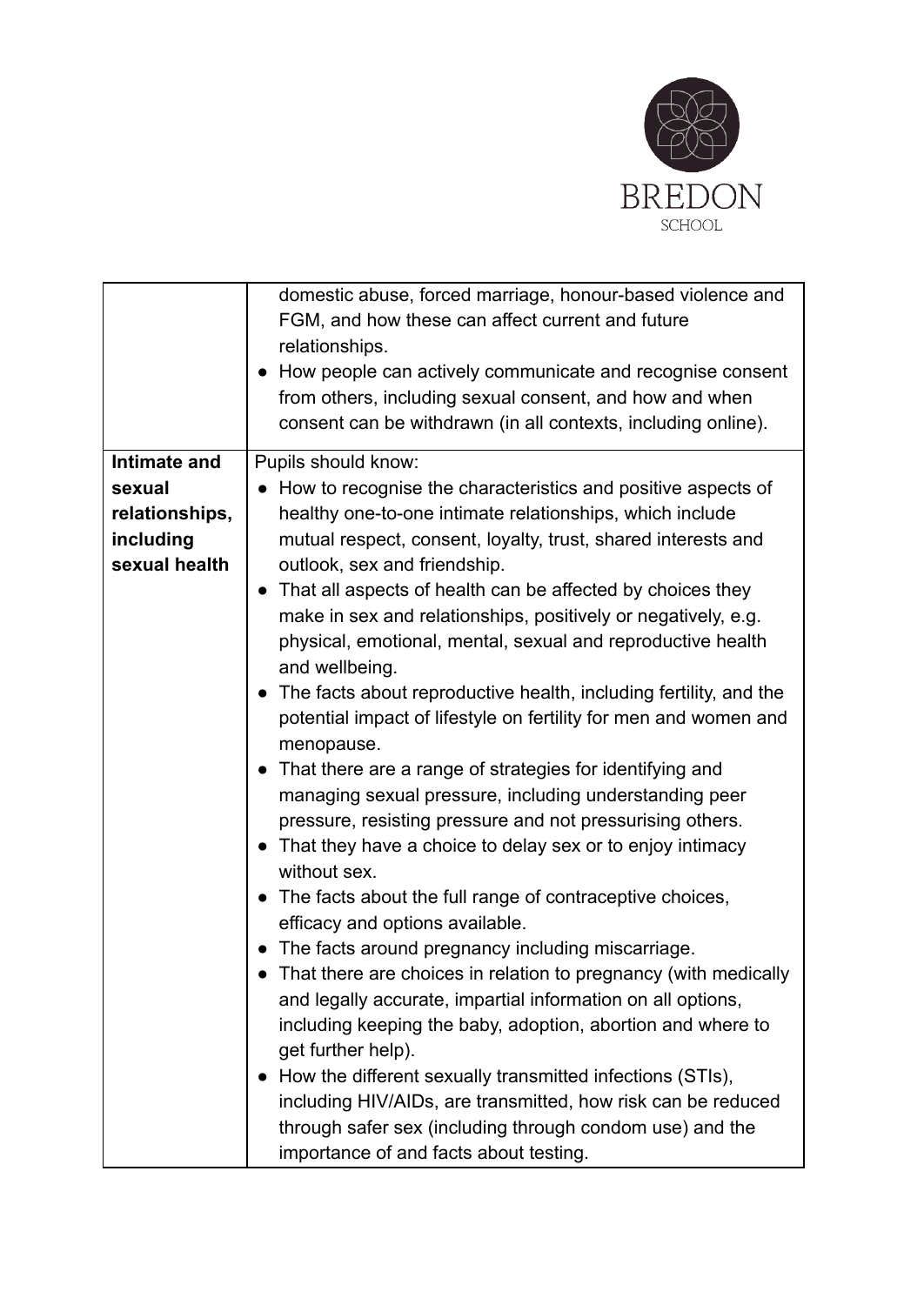| | |
|---|---|
| | domestic abuse, forced marriage, honour-based violence and FGM, and how these can affect current and future relationships.<br>● How people can actively communicate and recognise consent from others, including sexual consent, and how and when consent can be withdrawn (in all contexts, including online). |
| **Intimate and sexual relationships, including sexual health** | Pupils should know:<br>● How to recognise the characteristics and positive aspects of healthy one-to-one intimate relationships, which include mutual respect, consent, loyalty, trust, shared interests and outlook, sex and friendship.<br>● That all aspects of health can be affected by choices they make in sex and relationships, positively or negatively, e.g. physical, emotional, mental, sexual and reproductive health and wellbeing.<br>● The facts about reproductive health, including fertility, and the potential impact of lifestyle on fertility for men and women and menopause.<br>● That there are a range of strategies for identifying and managing sexual pressure, including understanding peer pressure, resisting pressure and not pressurising others.<br>● That they have a choice to delay sex or to enjoy intimacy without sex.<br>● The facts about the full range of contraceptive choices, efficacy and options available.<br>● The facts around pregnancy including miscarriage.<br>● That there are choices in relation to pregnancy (with medically and legally accurate, impartial information on all options, including keeping the baby, adoption, abortion and where to get further help).<br>● How the different sexually transmitted infections (STIs), including HIV/AIDs, are transmitted, how risk can be reduced through safer sex (including through condom use) and the importance of and facts about testing. |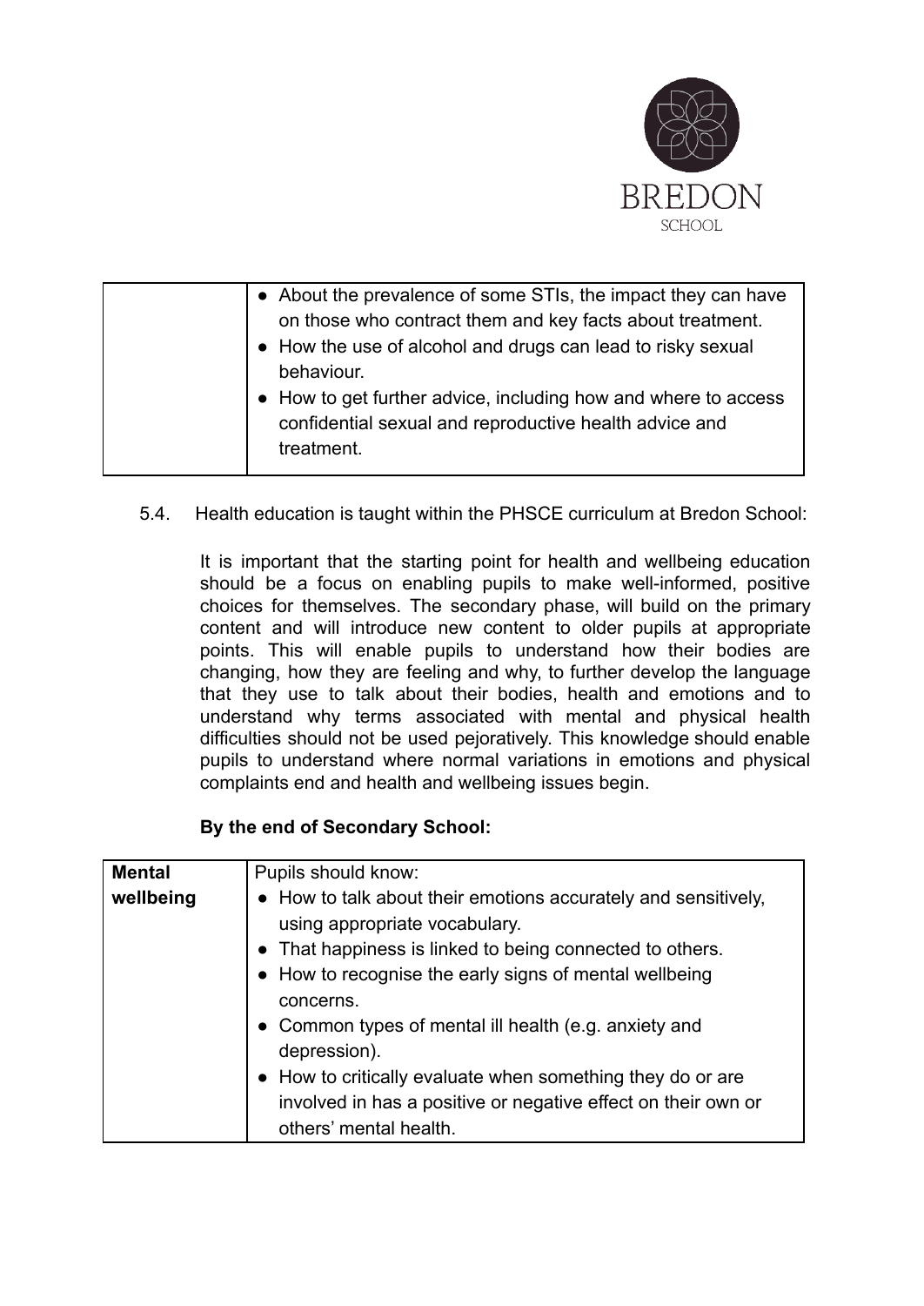| | |
|---|---|
| | • About the prevalence of some STIs, the impact they can have on those who contract them and key facts about treatment.<br>• How the use of alcohol and drugs can lead to risky sexual behaviour.<br>• How to get further advice, including how and where to access confidential sexual and reproductive health advice and treatment. |

5.4. Health education is taught within the PHSCE curriculum at Bredon School:

It is important that the starting point for health and wellbeing education should be a focus on enabling pupils to make well-informed, positive choices for themselves. The secondary phase, will build on the primary content and will introduce new content to older pupils at appropriate points. This will enable pupils to understand how their bodies are changing, how they are feeling and why, to further develop the language that they use to talk about their bodies, health and emotions and to understand why terms associated with mental and physical health difficulties should not be used pejoratively. This knowledge should enable pupils to understand where normal variations in emotions and physical complaints end and health and wellbeing issues begin.

**By the end of Secondary School:**

| | |
|---|---|
| **Mental wellbeing** | Pupils should know:<br>• How to talk about their emotions accurately and sensitively, using appropriate vocabulary.<br>• That happiness is linked to being connected to others.<br>• How to recognise the early signs of mental wellbeing concerns.<br>• Common types of mental ill health (e.g. anxiety and depression).<br>• How to critically evaluate when something they do or are involved in has a positive or negative effect on their own or others' mental health. |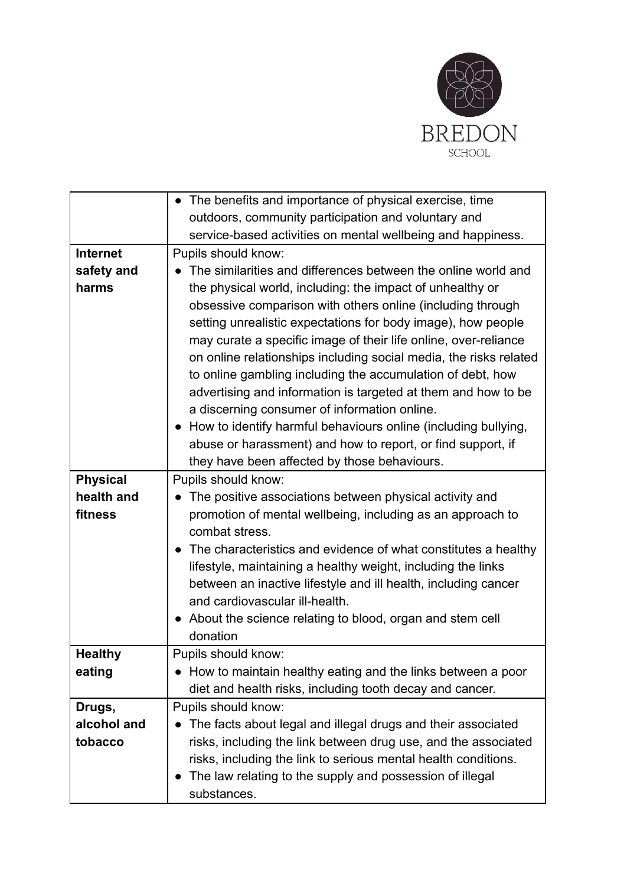| | |
|---|---|
| | • The benefits and importance of physical exercise, time outdoors, community participation and voluntary and service-based activities on mental wellbeing and happiness. |
| **Internet safety and harms** | Pupils should know:<br>• The similarities and differences between the online world and the physical world, including: the impact of unhealthy or obsessive comparison with others online (including through setting unrealistic expectations for body image), how people may curate a specific image of their life online, over-reliance on online relationships including social media, the risks related to online gambling including the accumulation of debt, how advertising and information is targeted at them and how to be a discerning consumer of information online.<br>• How to identify harmful behaviours online (including bullying, abuse or harassment) and how to report, or find support, if they have been affected by those behaviours. |
| **Physical health and fitness** | Pupils should know:<br>• The positive associations between physical activity and promotion of mental wellbeing, including as an approach to combat stress.<br>• The characteristics and evidence of what constitutes a healthy lifestyle, maintaining a healthy weight, including the links between an inactive lifestyle and ill health, including cancer and cardiovascular ill-health.<br>• About the science relating to blood, organ and stem cell donation |
| **Healthy eating** | Pupils should know:<br>• How to maintain healthy eating and the links between a poor diet and health risks, including tooth decay and cancer. |
| **Drugs, alcohol and tobacco** | Pupils should know:<br>• The facts about legal and illegal drugs and their associated risks, including the link between drug use, and the associated risks, including the link to serious mental health conditions.<br>• The law relating to the supply and possession of illegal substances. |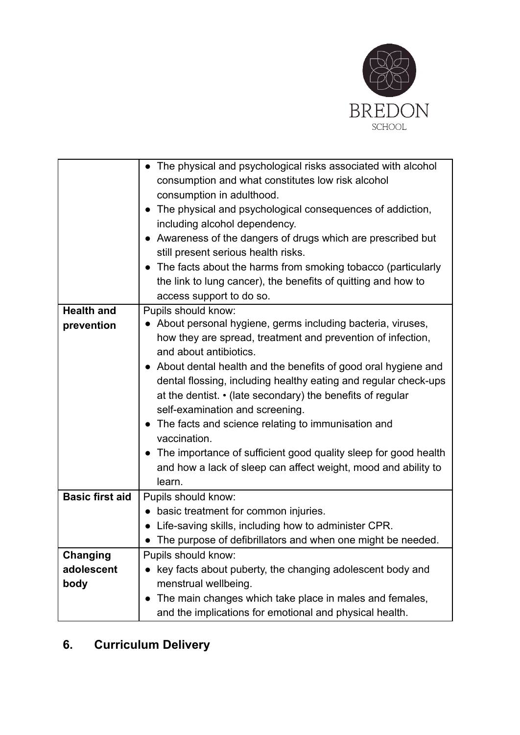| | |
|---|---|
| | • The physical and psychological risks associated with alcohol consumption and what constitutes low risk alcohol consumption in adulthood.<br>• The physical and psychological consequences of addiction, including alcohol dependency.<br>• Awareness of the dangers of drugs which are prescribed but still present serious health risks.<br>• The facts about the harms from smoking tobacco (particularly the link to lung cancer), the benefits of quitting and how to access support to do so. |
| **Health and prevention** | Pupils should know:<br>• About personal hygiene, germs including bacteria, viruses, how they are spread, treatment and prevention of infection, and about antibiotics.<br>• About dental health and the benefits of good oral hygiene and dental flossing, including healthy eating and regular check-ups at the dentist. • (late secondary) the benefits of regular self-examination and screening.<br>• The facts and science relating to immunisation and vaccination.<br>• The importance of sufficient good quality sleep for good health and how a lack of sleep can affect weight, mood and ability to learn. |
| **Basic first aid** | Pupils should know:<br>• basic treatment for common injuries.<br>• Life-saving skills, including how to administer CPR.<br>• The purpose of defibrillators and when one might be needed. |
| **Changing adolescent body** | Pupils should know:<br>• key facts about puberty, the changing adolescent body and menstrual wellbeing.<br>• The main changes which take place in males and females, and the implications for emotional and physical health. |

## 6. Curriculum Delivery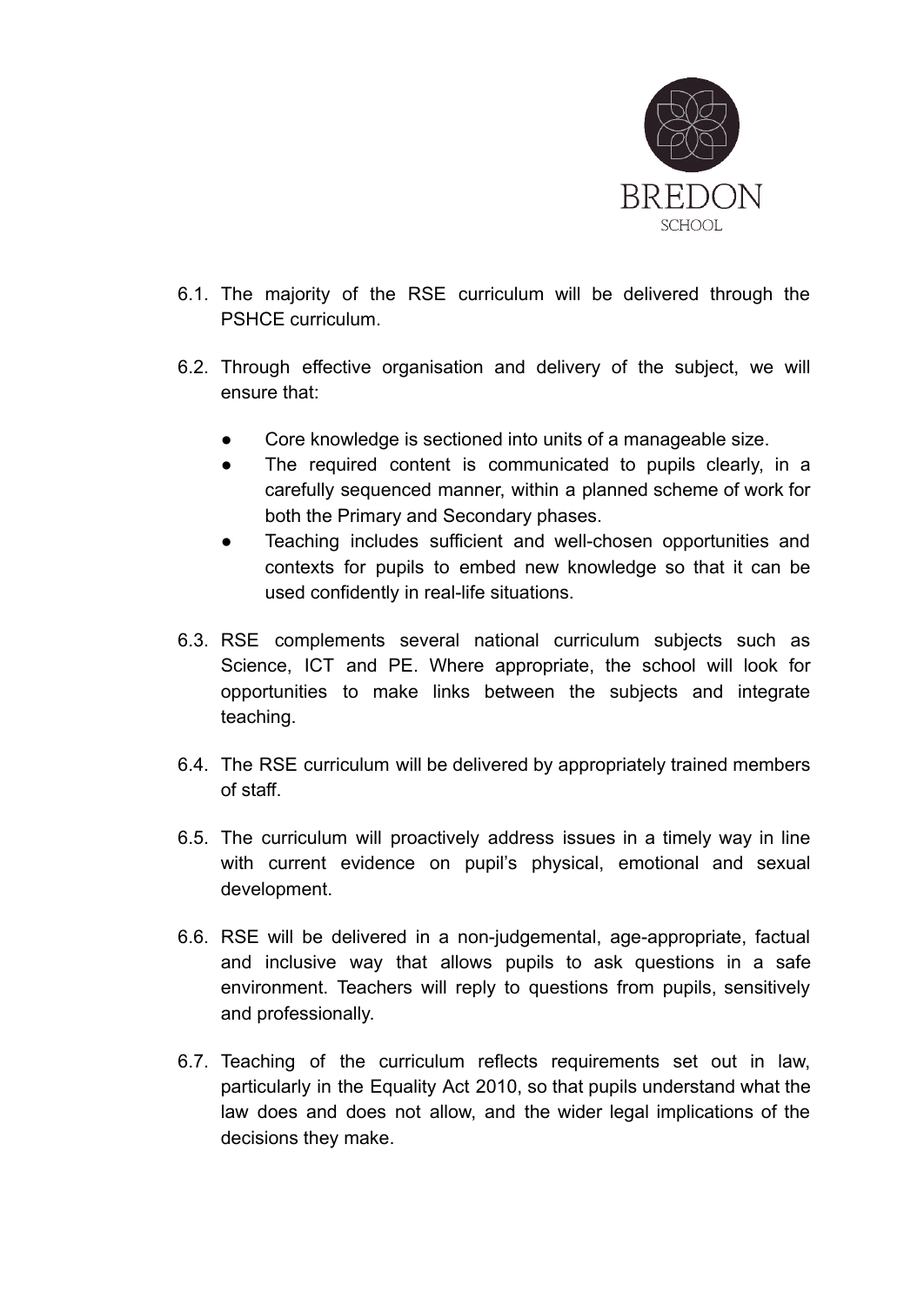6.1. The majority of the RSE curriculum will be delivered through the PSHCE curriculum.

6.2. Through effective organisation and delivery of the subject, we will ensure that:

- Core knowledge is sectioned into units of a manageable size.
- The required content is communicated to pupils clearly, in a carefully sequenced manner, within a planned scheme of work for both the Primary and Secondary phases.
- Teaching includes sufficient and well-chosen opportunities and contexts for pupils to embed new knowledge so that it can be used confidently in real-life situations.

6.3. RSE complements several national curriculum subjects such as Science, ICT and PE. Where appropriate, the school will look for opportunities to make links between the subjects and integrate teaching.

6.4. The RSE curriculum will be delivered by appropriately trained members of staff.

6.5. The curriculum will proactively address issues in a timely way in line with current evidence on pupil's physical, emotional and sexual development.

6.6. RSE will be delivered in a non-judgemental, age-appropriate, factual and inclusive way that allows pupils to ask questions in a safe environment. Teachers will reply to questions from pupils, sensitively and professionally.

6.7. Teaching of the curriculum reflects requirements set out in law, particularly in the Equality Act 2010, so that pupils understand what the law does and does not allow, and the wider legal implications of the decisions they make.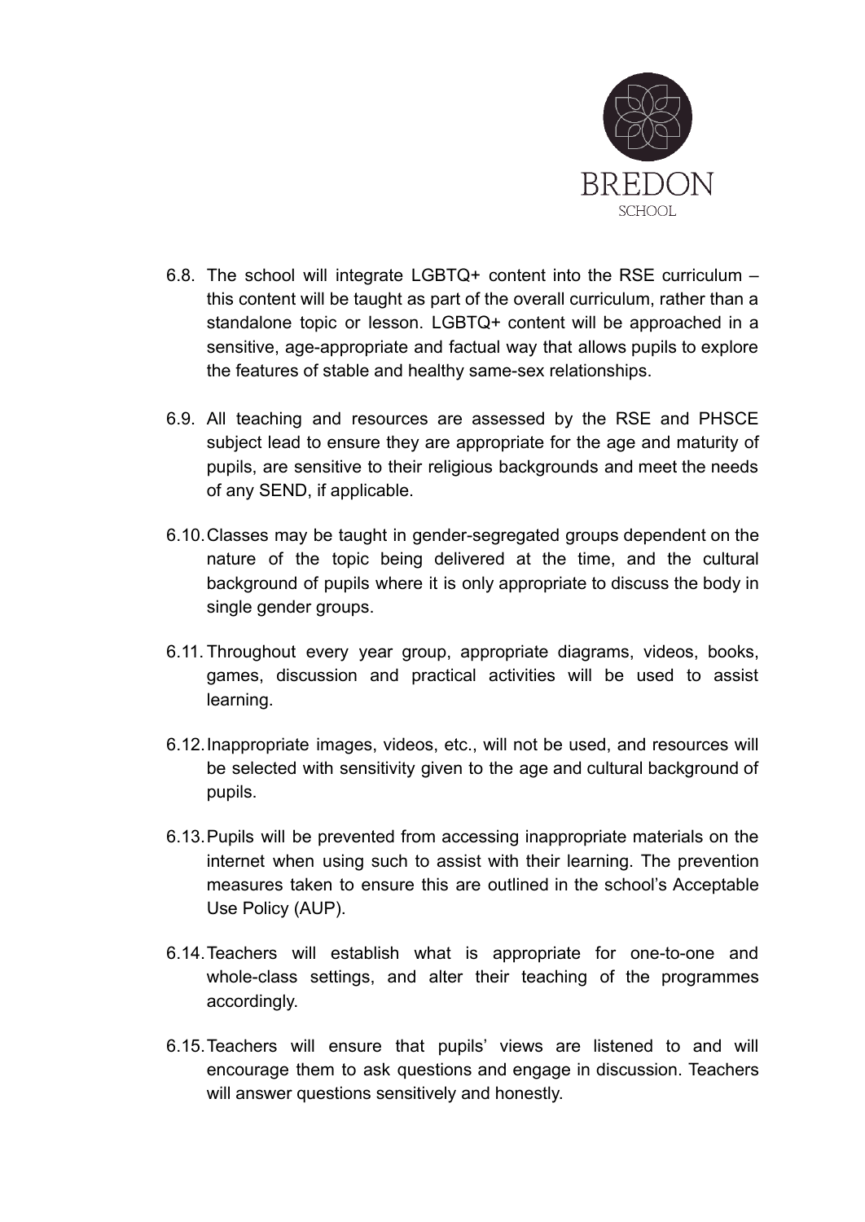6.8. The school will integrate LGBTQ+ content into the RSE curriculum – this content will be taught as part of the overall curriculum, rather than a standalone topic or lesson. LGBTQ+ content will be approached in a sensitive, age-appropriate and factual way that allows pupils to explore the features of stable and healthy same-sex relationships.

6.9. All teaching and resources are assessed by the RSE and PHSCE subject lead to ensure they are appropriate for the age and maturity of pupils, are sensitive to their religious backgrounds and meet the needs of any SEND, if applicable.

6.10. Classes may be taught in gender-segregated groups dependent on the nature of the topic being delivered at the time, and the cultural background of pupils where it is only appropriate to discuss the body in single gender groups.

6.11. Throughout every year group, appropriate diagrams, videos, books, games, discussion and practical activities will be used to assist learning.

6.12. Inappropriate images, videos, etc., will not be used, and resources will be selected with sensitivity given to the age and cultural background of pupils.

6.13. Pupils will be prevented from accessing inappropriate materials on the internet when using such to assist with their learning. The prevention measures taken to ensure this are outlined in the school's Acceptable Use Policy (AUP).

6.14. Teachers will establish what is appropriate for one-to-one and whole-class settings, and alter their teaching of the programmes accordingly.

6.15. Teachers will ensure that pupils' views are listened to and will encourage them to ask questions and engage in discussion. Teachers will answer questions sensitively and honestly.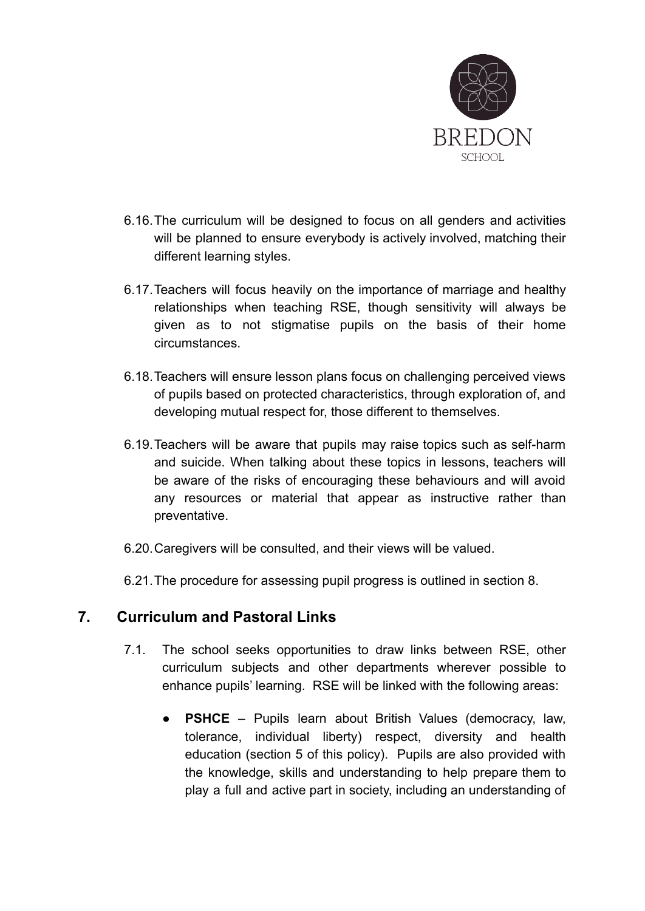6.16. The curriculum will be designed to focus on all genders and activities will be planned to ensure everybody is actively involved, matching their different learning styles.

6.17. Teachers will focus heavily on the importance of marriage and healthy relationships when teaching RSE, though sensitivity will always be given as to not stigmatise pupils on the basis of their home circumstances.

6.18. Teachers will ensure lesson plans focus on challenging perceived views of pupils based on protected characteristics, through exploration of, and developing mutual respect for, those different to themselves.

6.19. Teachers will be aware that pupils may raise topics such as self-harm and suicide. When talking about these topics in lessons, teachers will be aware of the risks of encouraging these behaviours and will avoid any resources or material that appear as instructive rather than preventative.

6.20. Caregivers will be consulted, and their views will be valued.

6.21. The procedure for assessing pupil progress is outlined in section 8.

## 7. Curriculum and Pastoral Links

7.1. The school seeks opportunities to draw links between RSE, other curriculum subjects and other departments wherever possible to enhance pupils' learning. RSE will be linked with the following areas:

- **PSHCE** – Pupils learn about British Values (democracy, law, tolerance, individual liberty) respect, diversity and health education (section 5 of this policy). Pupils are also provided with the knowledge, skills and understanding to help prepare them to play a full and active part in society, including an understanding of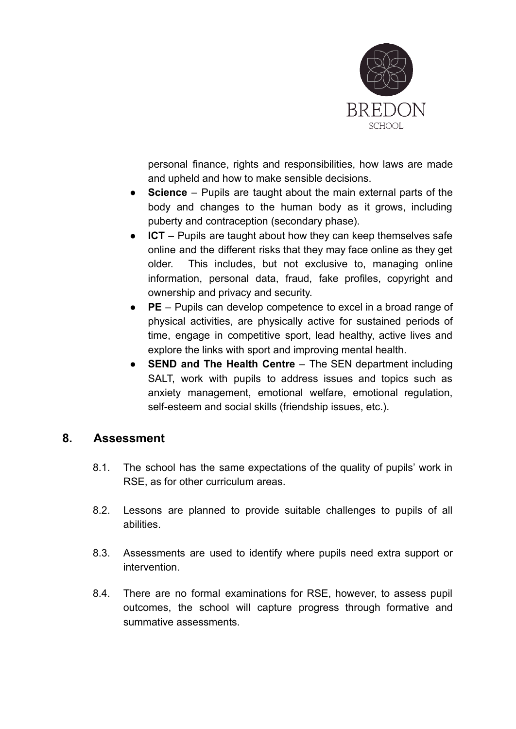personal finance, rights and responsibilities, how laws are made and upheld and how to make sensible decisions.

- **Science** – Pupils are taught about the main external parts of the body and changes to the human body as it grows, including puberty and contraception (secondary phase).
- **ICT** – Pupils are taught about how they can keep themselves safe online and the different risks that they may face online as they get older. This includes, but not exclusive to, managing online information, personal data, fraud, fake profiles, copyright and ownership and privacy and security.
- **PE** – Pupils can develop competence to excel in a broad range of physical activities, are physically active for sustained periods of time, engage in competitive sport, lead healthy, active lives and explore the links with sport and improving mental health.
- **SEND and The Health Centre** – The SEN department including SALT, work with pupils to address issues and topics such as anxiety management, emotional welfare, emotional regulation, self-esteem and social skills (friendship issues, etc.).

## 8. Assessment

8.1. The school has the same expectations of the quality of pupils' work in RSE, as for other curriculum areas.

8.2. Lessons are planned to provide suitable challenges to pupils of all abilities.

8.3. Assessments are used to identify where pupils need extra support or intervention.

8.4. There are no formal examinations for RSE, however, to assess pupil outcomes, the school will capture progress through formative and summative assessments.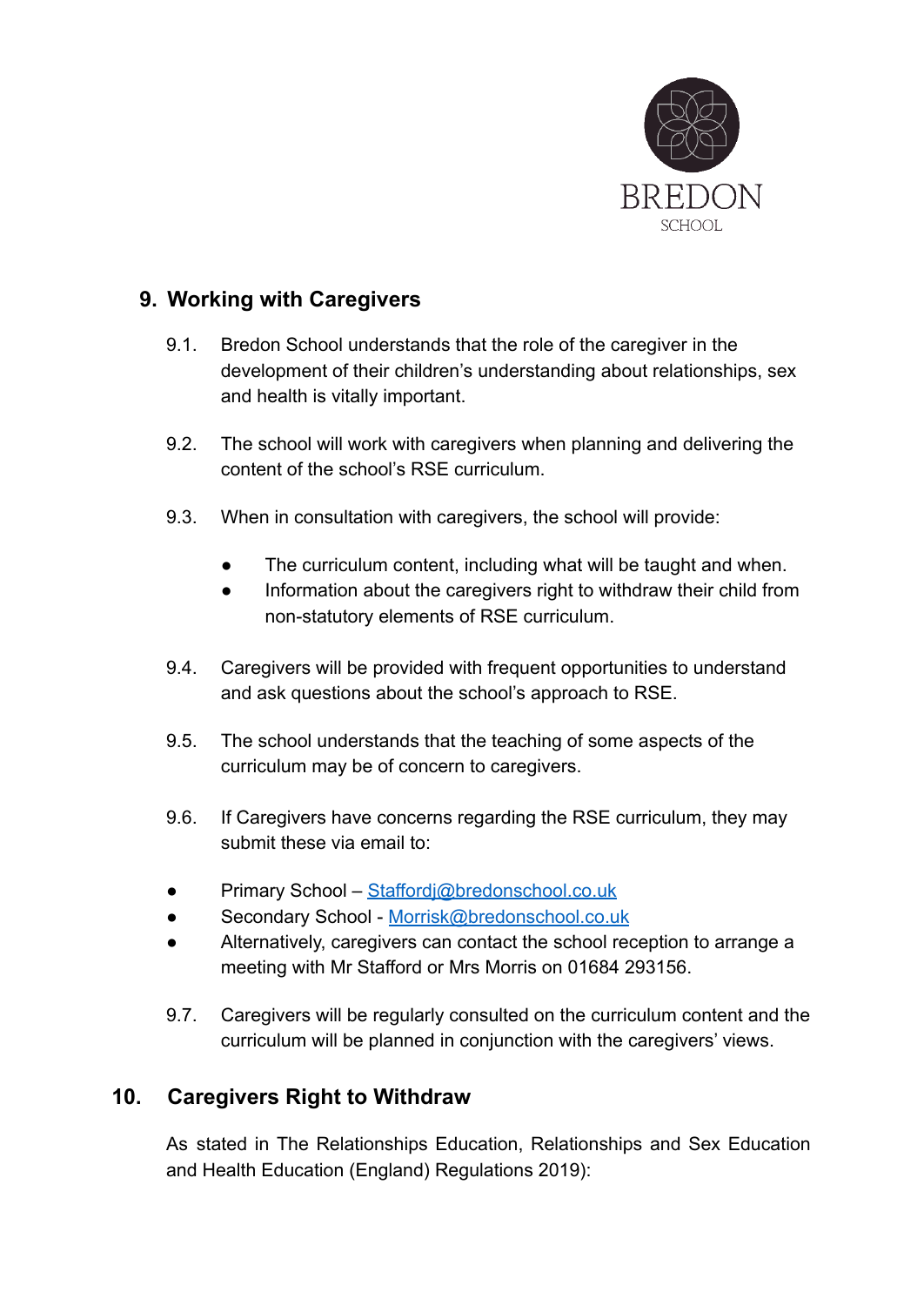## 9. Working with Caregivers

9.1. Bredon School understands that the role of the caregiver in the development of their children's understanding about relationships, sex and health is vitally important.

9.2. The school will work with caregivers when planning and delivering the content of the school's RSE curriculum.

9.3. When in consultation with caregivers, the school will provide:

- The curriculum content, including what will be taught and when.
- Information about the caregivers right to withdraw their child from non-statutory elements of RSE curriculum.

9.4. Caregivers will be provided with frequent opportunities to understand and ask questions about the school's approach to RSE.

9.5. The school understands that the teaching of some aspects of the curriculum may be of concern to caregivers.

9.6. If Caregivers have concerns regarding the RSE curriculum, they may submit these via email to:

- Primary School – Staffordj@bredonschool.co.uk
- Secondary School - Morrisk@bredonschool.co.uk
- Alternatively, caregivers can contact the school reception to arrange a meeting with Mr Stafford or Mrs Morris on 01684 293156.

9.7. Caregivers will be regularly consulted on the curriculum content and the curriculum will be planned in conjunction with the caregivers' views.

## 10. Caregivers Right to Withdraw

As stated in The Relationships Education, Relationships and Sex Education and Health Education (England) Regulations 2019):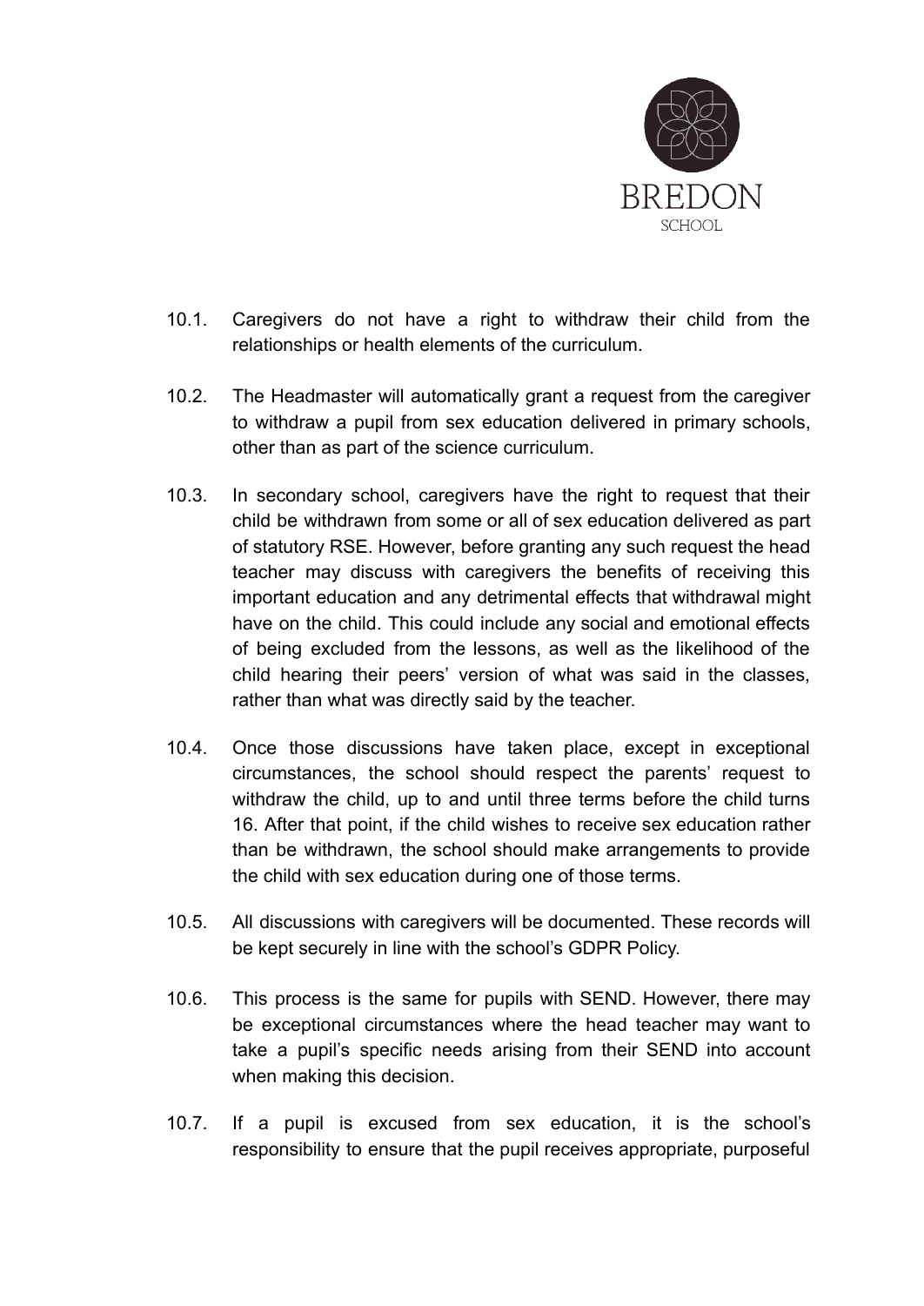10.1. Caregivers do not have a right to withdraw their child from the relationships or health elements of the curriculum.

10.2. The Headmaster will automatically grant a request from the caregiver to withdraw a pupil from sex education delivered in primary schools, other than as part of the science curriculum.

10.3. In secondary school, caregivers have the right to request that their child be withdrawn from some or all of sex education delivered as part of statutory RSE. However, before granting any such request the head teacher may discuss with caregivers the benefits of receiving this important education and any detrimental effects that withdrawal might have on the child. This could include any social and emotional effects of being excluded from the lessons, as well as the likelihood of the child hearing their peers' version of what was said in the classes, rather than what was directly said by the teacher.

10.4. Once those discussions have taken place, except in exceptional circumstances, the school should respect the parents' request to withdraw the child, up to and until three terms before the child turns 16. After that point, if the child wishes to receive sex education rather than be withdrawn, the school should make arrangements to provide the child with sex education during one of those terms.

10.5. All discussions with caregivers will be documented. These records will be kept securely in line with the school's GDPR Policy.

10.6. This process is the same for pupils with SEND. However, there may be exceptional circumstances where the head teacher may want to take a pupil's specific needs arising from their SEND into account when making this decision.

10.7. If a pupil is excused from sex education, it is the school's responsibility to ensure that the pupil receives appropriate, purposeful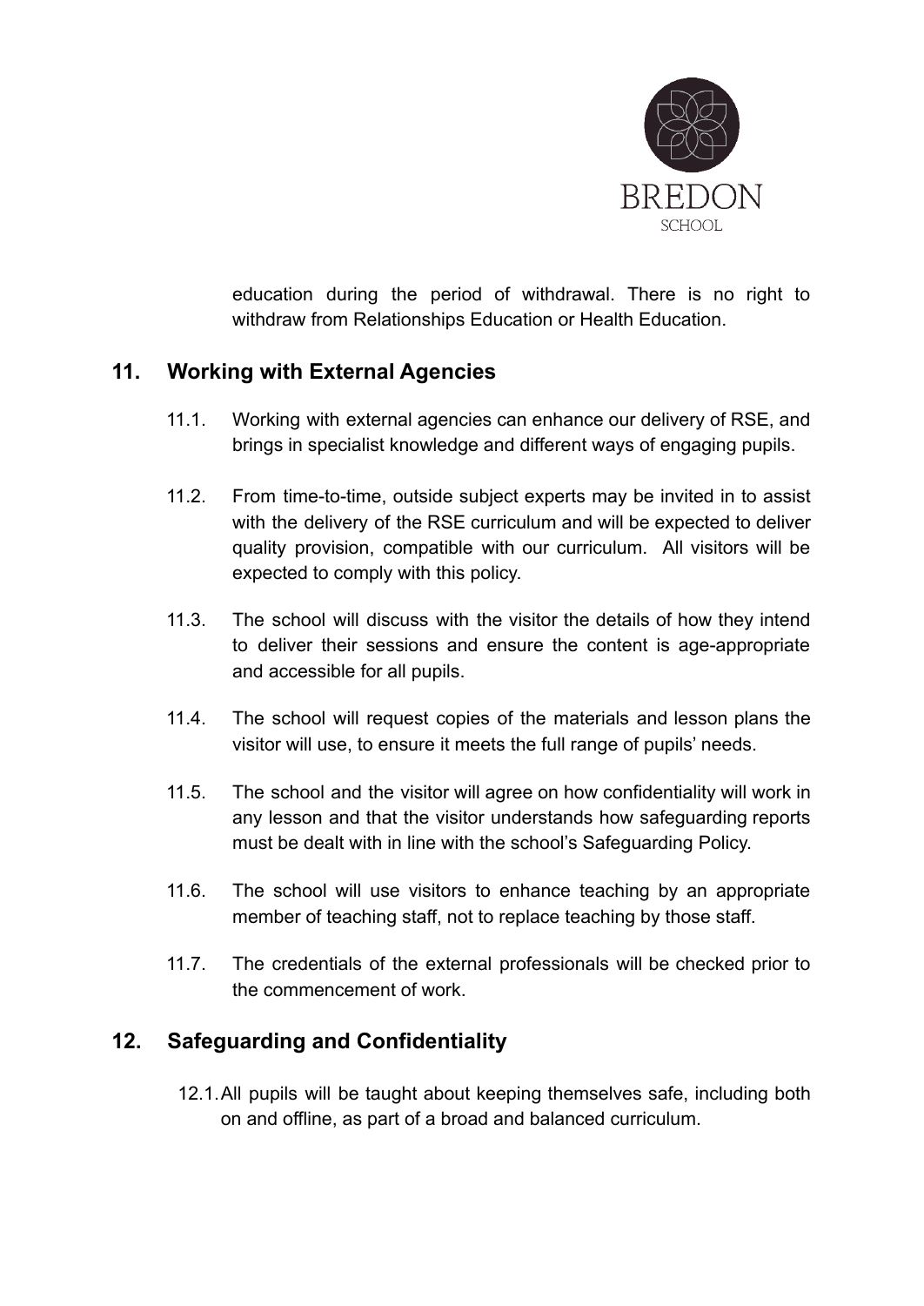education during the period of withdrawal. There is no right to withdraw from Relationships Education or Health Education.

## 11. Working with External Agencies

11.1. Working with external agencies can enhance our delivery of RSE, and brings in specialist knowledge and different ways of engaging pupils.

11.2. From time-to-time, outside subject experts may be invited in to assist with the delivery of the RSE curriculum and will be expected to deliver quality provision, compatible with our curriculum. All visitors will be expected to comply with this policy.

11.3. The school will discuss with the visitor the details of how they intend to deliver their sessions and ensure the content is age-appropriate and accessible for all pupils.

11.4. The school will request copies of the materials and lesson plans the visitor will use, to ensure it meets the full range of pupils' needs.

11.5. The school and the visitor will agree on how confidentiality will work in any lesson and that the visitor understands how safeguarding reports must be dealt with in line with the school's Safeguarding Policy.

11.6. The school will use visitors to enhance teaching by an appropriate member of teaching staff, not to replace teaching by those staff.

11.7. The credentials of the external professionals will be checked prior to the commencement of work.

## 12. Safeguarding and Confidentiality

12.1. All pupils will be taught about keeping themselves safe, including both on and offline, as part of a broad and balanced curriculum.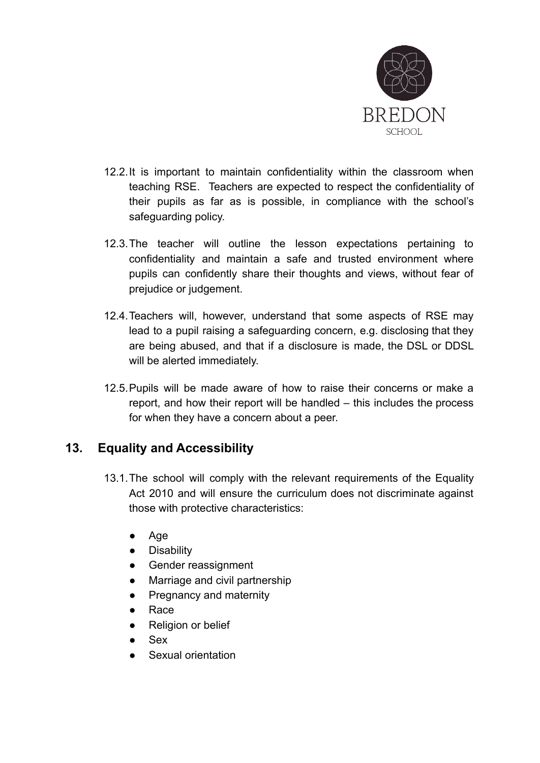12.2. It is important to maintain confidentiality within the classroom when teaching RSE. Teachers are expected to respect the confidentiality of their pupils as far as is possible, in compliance with the school's safeguarding policy.

12.3. The teacher will outline the lesson expectations pertaining to confidentiality and maintain a safe and trusted environment where pupils can confidently share their thoughts and views, without fear of prejudice or judgement.

12.4. Teachers will, however, understand that some aspects of RSE may lead to a pupil raising a safeguarding concern, e.g. disclosing that they are being abused, and that if a disclosure is made, the DSL or DDSL will be alerted immediately.

12.5. Pupils will be made aware of how to raise their concerns or make a report, and how their report will be handled – this includes the process for when they have a concern about a peer.

## 13. Equality and Accessibility

13.1. The school will comply with the relevant requirements of the Equality Act 2010 and will ensure the curriculum does not discriminate against those with protective characteristics:

- Age
- Disability
- Gender reassignment
- Marriage and civil partnership
- Pregnancy and maternity
- Race
- Religion or belief
- Sex
- Sexual orientation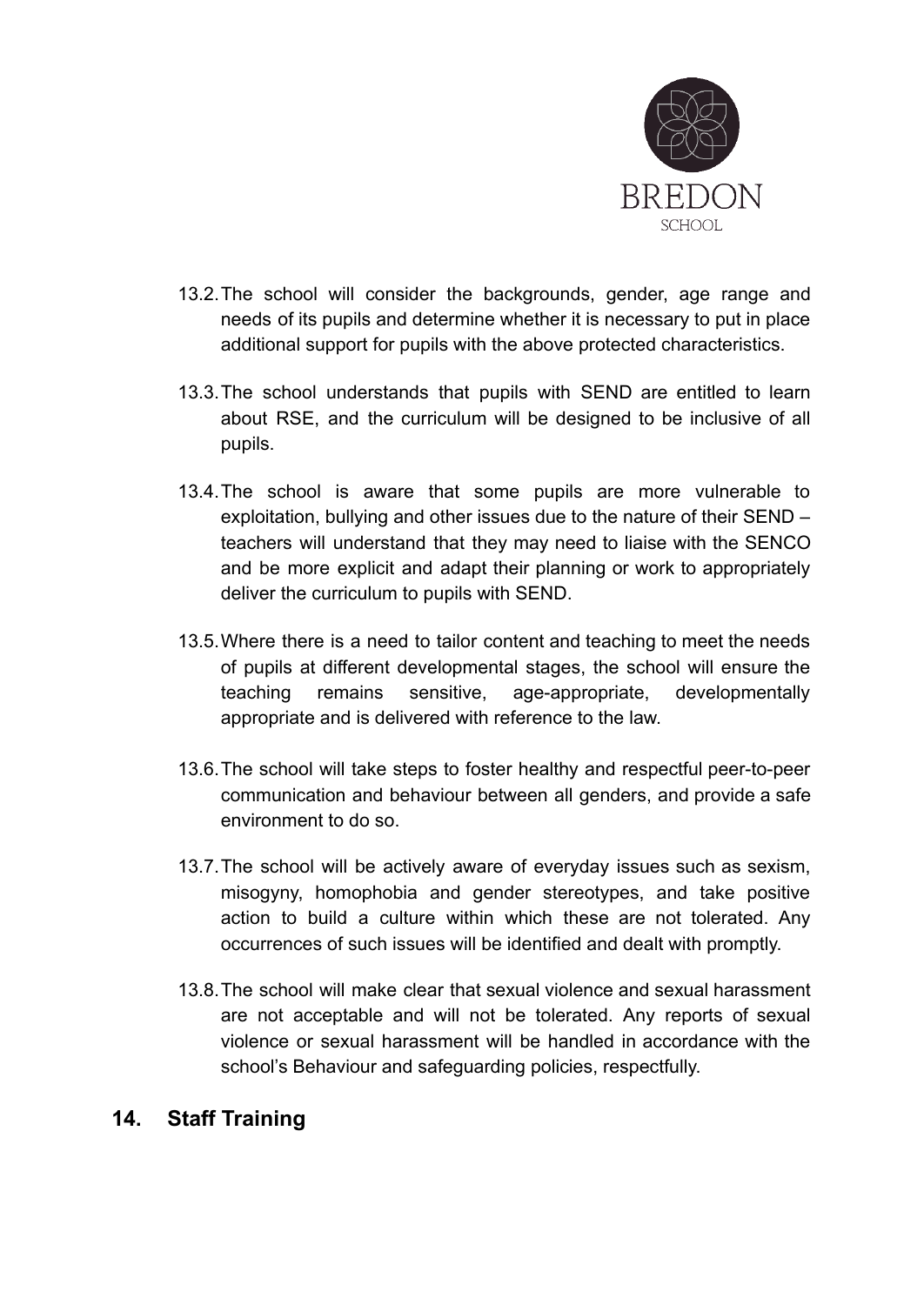13.2. The school will consider the backgrounds, gender, age range and needs of its pupils and determine whether it is necessary to put in place additional support for pupils with the above protected characteristics.

13.3. The school understands that pupils with SEND are entitled to learn about RSE, and the curriculum will be designed to be inclusive of all pupils.

13.4. The school is aware that some pupils are more vulnerable to exploitation, bullying and other issues due to the nature of their SEND – teachers will understand that they may need to liaise with the SENCO and be more explicit and adapt their planning or work to appropriately deliver the curriculum to pupils with SEND.

13.5. Where there is a need to tailor content and teaching to meet the needs of pupils at different developmental stages, the school will ensure the teaching remains sensitive, age-appropriate, developmentally appropriate and is delivered with reference to the law.

13.6. The school will take steps to foster healthy and respectful peer-to-peer communication and behaviour between all genders, and provide a safe environment to do so.

13.7. The school will be actively aware of everyday issues such as sexism, misogyny, homophobia and gender stereotypes, and take positive action to build a culture within which these are not tolerated. Any occurrences of such issues will be identified and dealt with promptly.

13.8. The school will make clear that sexual violence and sexual harassment are not acceptable and will not be tolerated. Any reports of sexual violence or sexual harassment will be handled in accordance with the school's Behaviour and safeguarding policies, respectfully.

## 14. Staff Training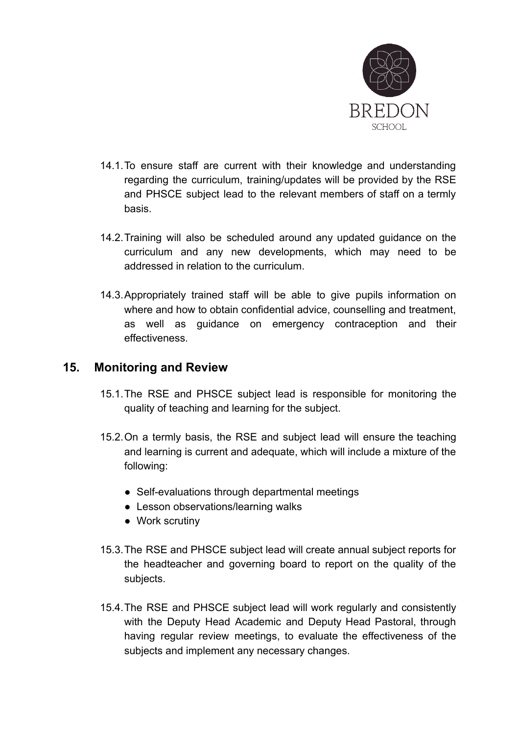14.1. To ensure staff are current with their knowledge and understanding regarding the curriculum, training/updates will be provided by the RSE and PHSCE subject lead to the relevant members of staff on a termly basis.

14.2. Training will also be scheduled around any updated guidance on the curriculum and any new developments, which may need to be addressed in relation to the curriculum.

14.3. Appropriately trained staff will be able to give pupils information on where and how to obtain confidential advice, counselling and treatment, as well as guidance on emergency contraception and their effectiveness.

## 15. Monitoring and Review

15.1. The RSE and PHSCE subject lead is responsible for monitoring the quality of teaching and learning for the subject.

15.2. On a termly basis, the RSE and subject lead will ensure the teaching and learning is current and adequate, which will include a mixture of the following:

- Self-evaluations through departmental meetings
- Lesson observations/learning walks
- Work scrutiny

15.3. The RSE and PHSCE subject lead will create annual subject reports for the headteacher and governing board to report on the quality of the subjects.

15.4. The RSE and PHSCE subject lead will work regularly and consistently with the Deputy Head Academic and Deputy Head Pastoral, through having regular review meetings, to evaluate the effectiveness of the subjects and implement any necessary changes.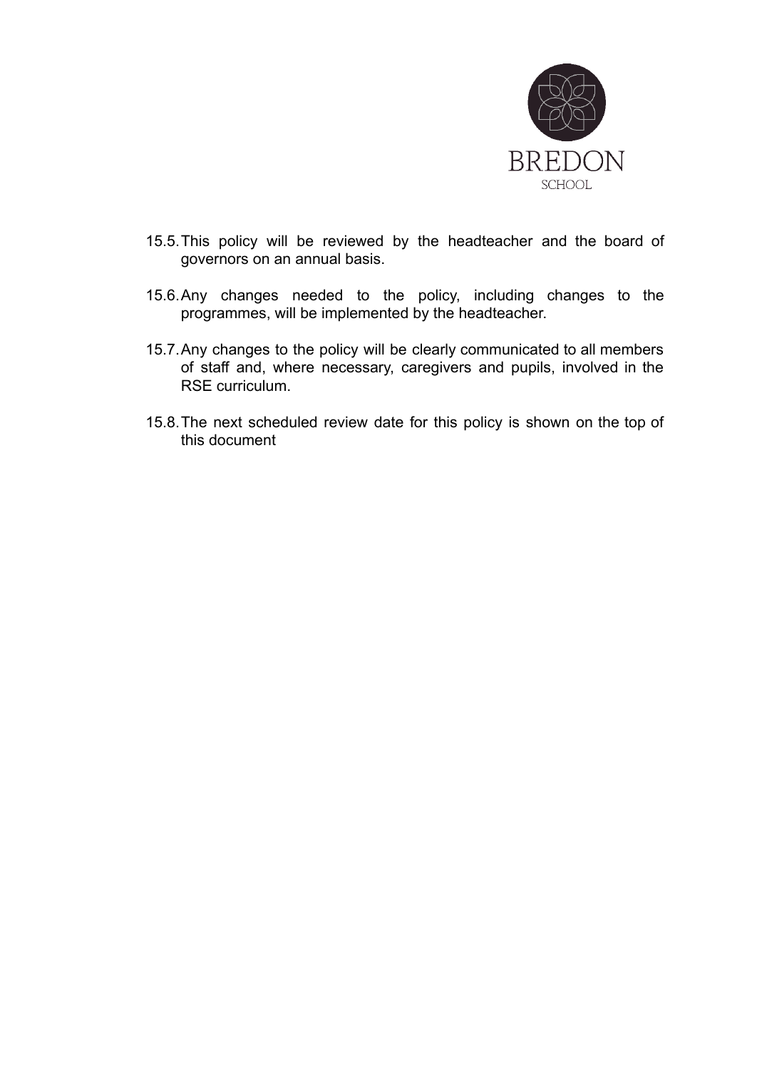15.5. This policy will be reviewed by the headteacher and the board of governors on an annual basis.

15.6. Any changes needed to the policy, including changes to the programmes, will be implemented by the headteacher.

15.7. Any changes to the policy will be clearly communicated to all members of staff and, where necessary, caregivers and pupils, involved in the RSE curriculum.

15.8. The next scheduled review date for this policy is shown on the top of this document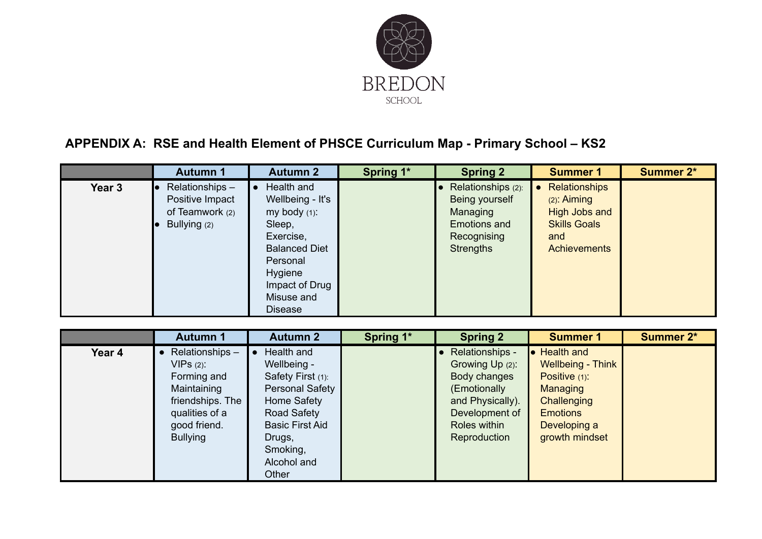BREDON

SCHOOL

## APPENDIX A: RSE and Health Element of PHSCE Curriculum Map - Primary School – KS2

| | Autumn 1 | Autumn 2 | Spring 1* | Spring 2 | Summer 1 | Summer 2* |
|---|---|---|---|---|---|---|
| **Year 3** | • Relationships – Positive Impact of Teamwork (2)<br>• Bullying (2) | • Health and Wellbeing - It's my body (1): Sleep, Exercise, Balanced Diet Personal Hygiene Impact of Drug Misuse and Disease | | • Relationships (2): Being yourself Managing Emotions and Recognising Strengths | • Relationships (2): Aiming High Jobs and Skills Goals and Achievements | |

| | Autumn 1 | Autumn 2 | Spring 1* | Spring 2 | Summer 1 | Summer 2* |
|---|---|---|---|---|---|---|
| **Year 4** | • Relationships – VIPs (2): Forming and Maintaining friendships. The qualities of a good friend. Bullying | • Health and Wellbeing - Safety First (1): Personal Safety Home Safety Road Safety Basic First Aid Drugs, Smoking, Alcohol and Other | | • Relationships - Growing Up (2): Body changes (Emotionally and Physically). Development of Roles within Reproduction | • Health and Wellbeing - Think Positive (1): Managing Challenging Emotions Developing a growth mindset | |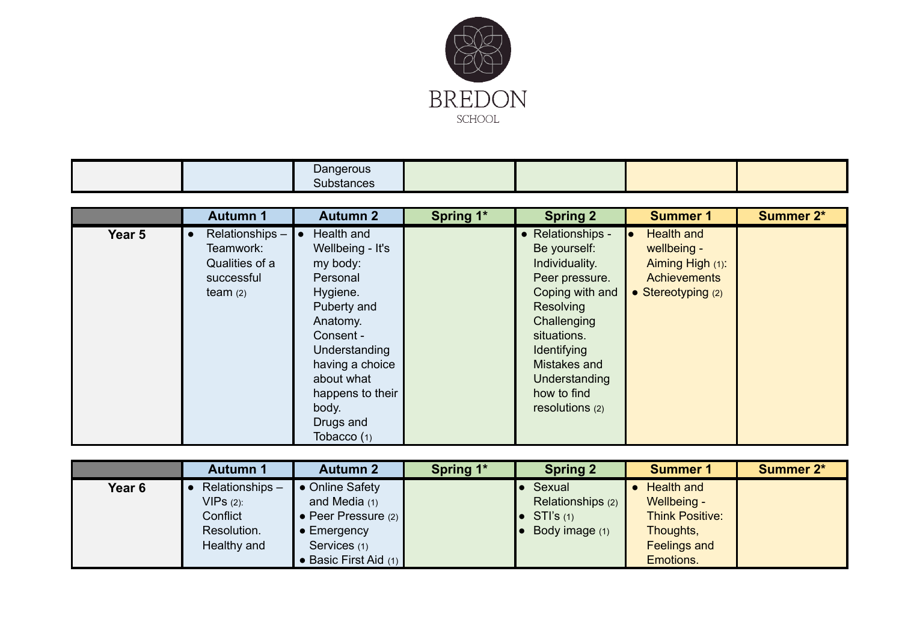BREDON

SCHOOL

| | | | | | | |
|---|---|---|---|---|---|---|
| | | Dangerous Substances | | | | |

| | Autumn 1 | Autumn 2 | Spring 1* | Spring 2 | Summer 1 | Summer 2* |
|---|---|---|---|---|---|---|
| Year 5 | • Relationships – Teamwork: Qualities of a successful team (2) | • Health and Wellbeing - It's my body: Personal Hygiene. Puberty and Anatomy. Consent - Understanding having a choice about what happens to their body. Drugs and Tobacco (1) | | • Relationships - Be yourself: Individuality. Peer pressure. Coping with and Resolving Challenging situations. Identifying Mistakes and Understanding how to find resolutions (2) | • Health and wellbeing - Aiming High (1): Achievements • Stereotyping (2) | |

| | Autumn 1 | Autumn 2 | Spring 1* | Spring 2 | Summer 1 | Summer 2* |
|---|---|---|---|---|---|---|
| Year 6 | • Relationships – VIPs (2): Conflict Resolution. Healthy and | • Online Safety and Media (1) • Peer Pressure (2) • Emergency Services (1) • Basic First Aid (1) | | • Sexual Relationships (2) • STI's (1) • Body image (1) | • Health and Wellbeing - Think Positive: Thoughts, Feelings and Emotions. | |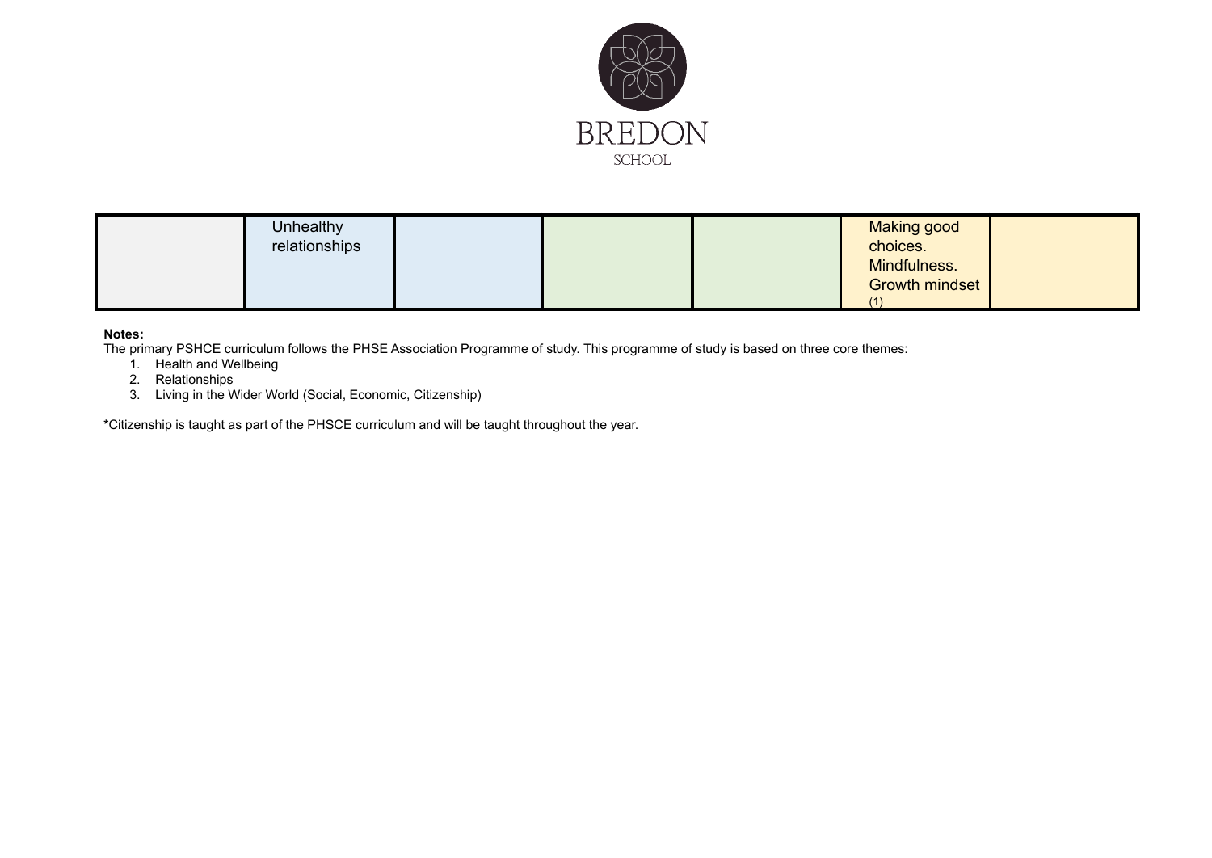| | | | | | | |
|---|---|---|---|---|---|---|
| | Unhealthy relationships | | | | Making good choices. Mindfulness. Growth mindset (1) | |

**Notes:**

The primary PSHCE curriculum follows the PHSE Association Programme of study. This programme of study is based on three core themes:

1. Health and Wellbeing
2. Relationships
3. Living in the Wider World (Social, Economic, Citizenship)

**\***Citizenship is taught as part of the PHSCE curriculum and will be taught throughout the year.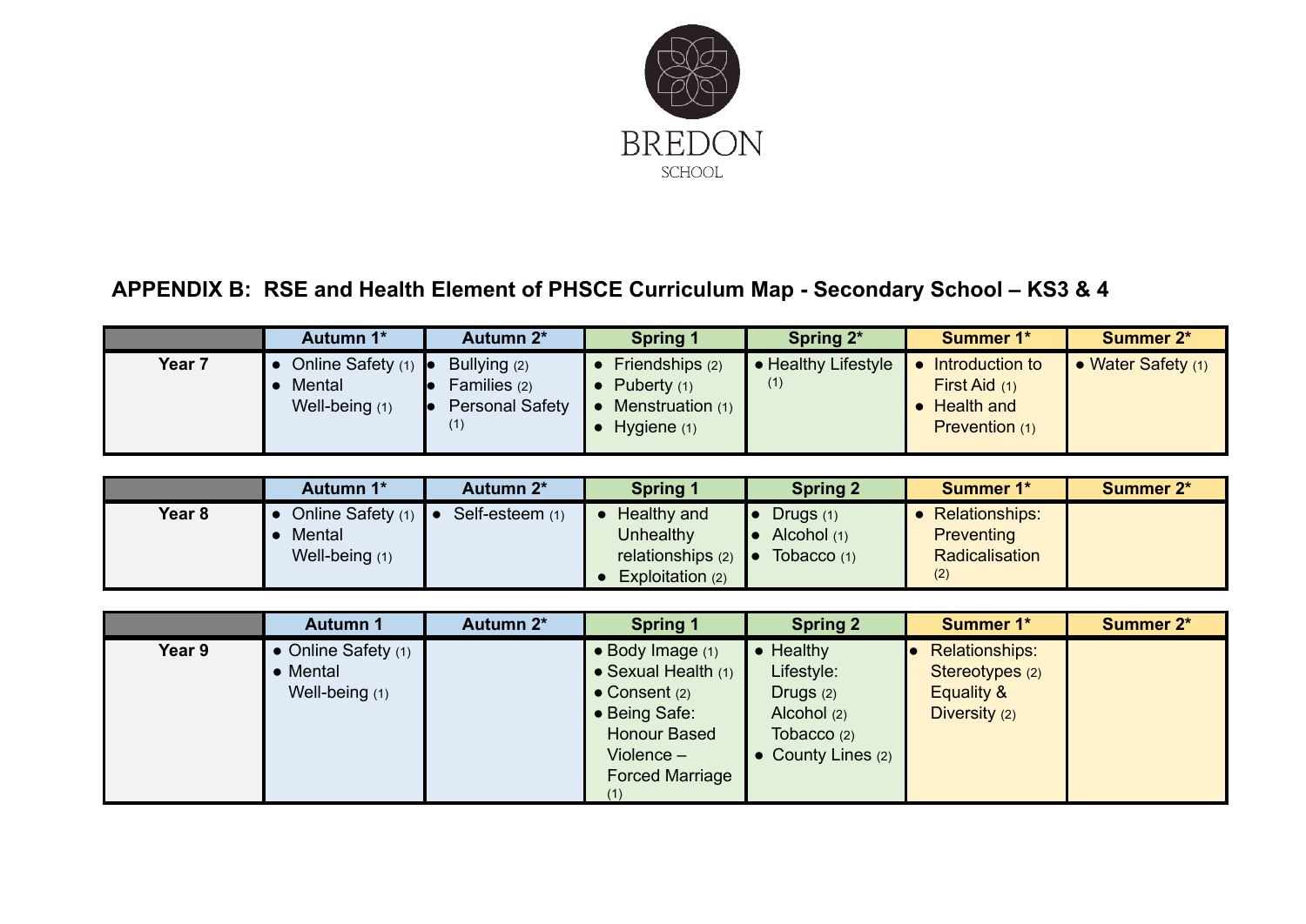BREDON

SCHOOL

## APPENDIX B: RSE and Health Element of PHSCE Curriculum Map - Secondary School – KS3 & 4

| | Autumn 1* | Autumn 2* | Spring 1 | Spring 2* | Summer 1* | Summer 2* |
|---|---|---|---|---|---|---|
| Year 7 | • Online Safety (1)<br>• Mental Well-being (1) | • Bullying (2)<br>• Families (2)<br>• Personal Safety (1) | • Friendships (2)<br>• Puberty (1)<br>• Menstruation (1)<br>• Hygiene (1) | • Healthy Lifestyle (1) | • Introduction to First Aid (1)<br>• Health and Prevention (1) | • Water Safety (1) |

| | Autumn 1* | Autumn 2* | Spring 1 | Spring 2 | Summer 1* | Summer 2* |
|---|---|---|---|---|---|---|
| Year 8 | • Online Safety (1)<br>• Mental Well-being (1) | • Self-esteem (1) | • Healthy and Unhealthy relationships (2)<br>• Exploitation (2) | • Drugs (1)<br>• Alcohol (1)<br>• Tobacco (1) | • Relationships: Preventing Radicalisation (2) | |

| | Autumn 1 | Autumn 2* | Spring 1 | Spring 2 | Summer 1* | Summer 2* |
|---|---|---|---|---|---|---|
| Year 9 | • Online Safety (1)<br>• Mental Well-being (1) | | • Body Image (1)<br>• Sexual Health (1)<br>• Consent (2)<br>• Being Safe: Honour Based Violence – Forced Marriage (1) | • Healthy Lifestyle: Drugs (2) Alcohol (2) Tobacco (2)<br>• County Lines (2) | • Relationships: Stereotypes (2) Equality & Diversity (2) | |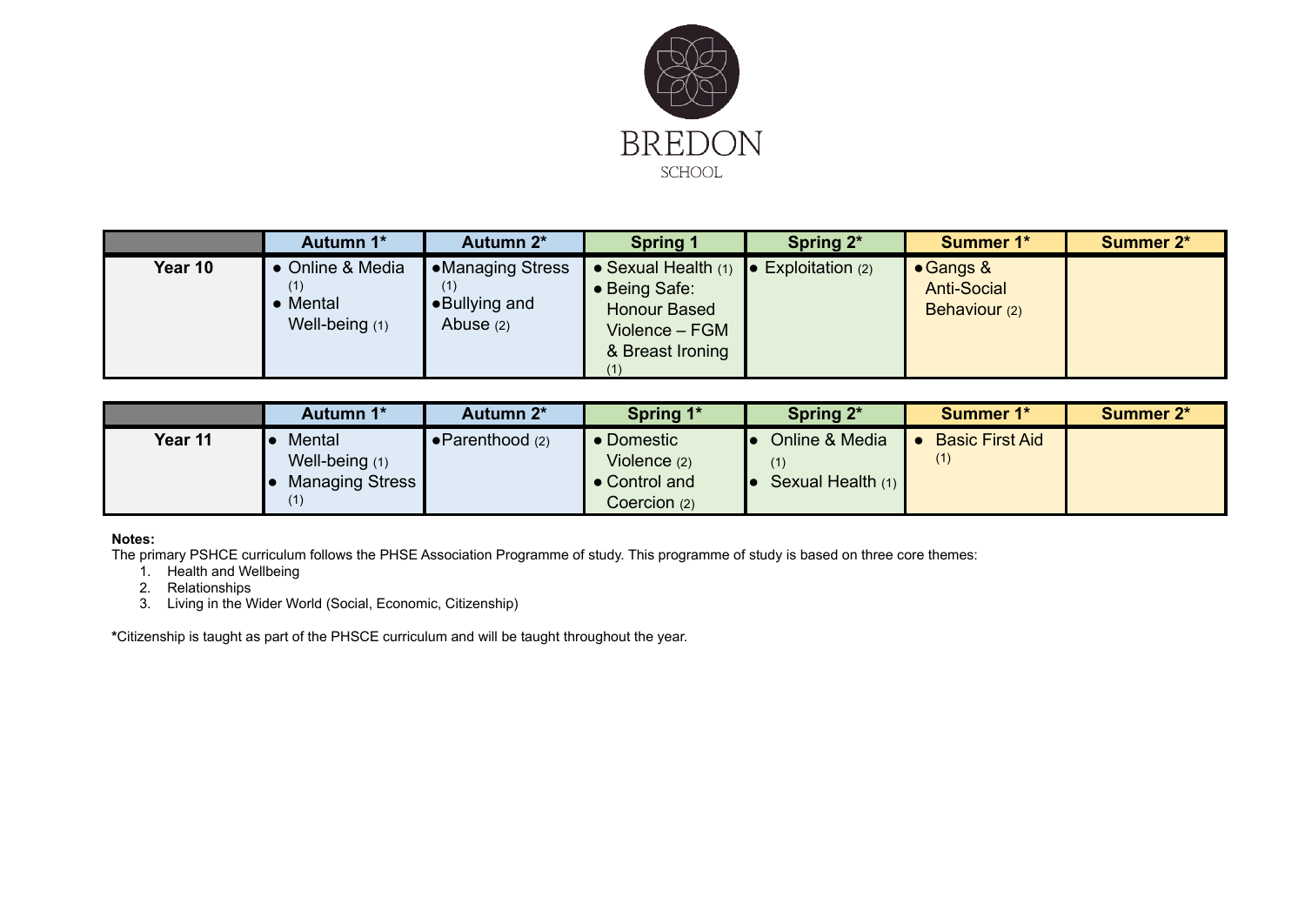BREDON

SCHOOL

| | Autumn 1* | Autumn 2* | Spring 1 | Spring 2* | Summer 1* | Summer 2* |
|---|---|---|---|---|---|---|
| **Year 10** | • Online & Media (1)<br>• Mental Well-being (1) | • Managing Stress (1)<br>• Bullying and Abuse (2) | • Sexual Health (1)<br>• Being Safe: Honour Based Violence – FGM & Breast Ironing (1) | • Exploitation (2) | • Gangs & Anti-Social Behaviour (2) | |

| | Autumn 1* | Autumn 2* | Spring 1* | Spring 2* | Summer 1* | Summer 2* |
|---|---|---|---|---|---|---|
| **Year 11** | • Mental Well-being (1)<br>• Managing Stress (1) | • Parenthood (2) | • Domestic Violence (2)<br>• Control and Coercion (2) | • Online & Media (1)<br>• Sexual Health (1) | • Basic First Aid (1) | |

**Notes:**

The primary PSHCE curriculum follows the PHSE Association Programme of study. This programme of study is based on three core themes:

1. Health and Wellbeing
2. Relationships
3. Living in the Wider World (Social, Economic, Citizenship)

*Citizenship is taught as part of the PHSCE curriculum and will be taught throughout the year.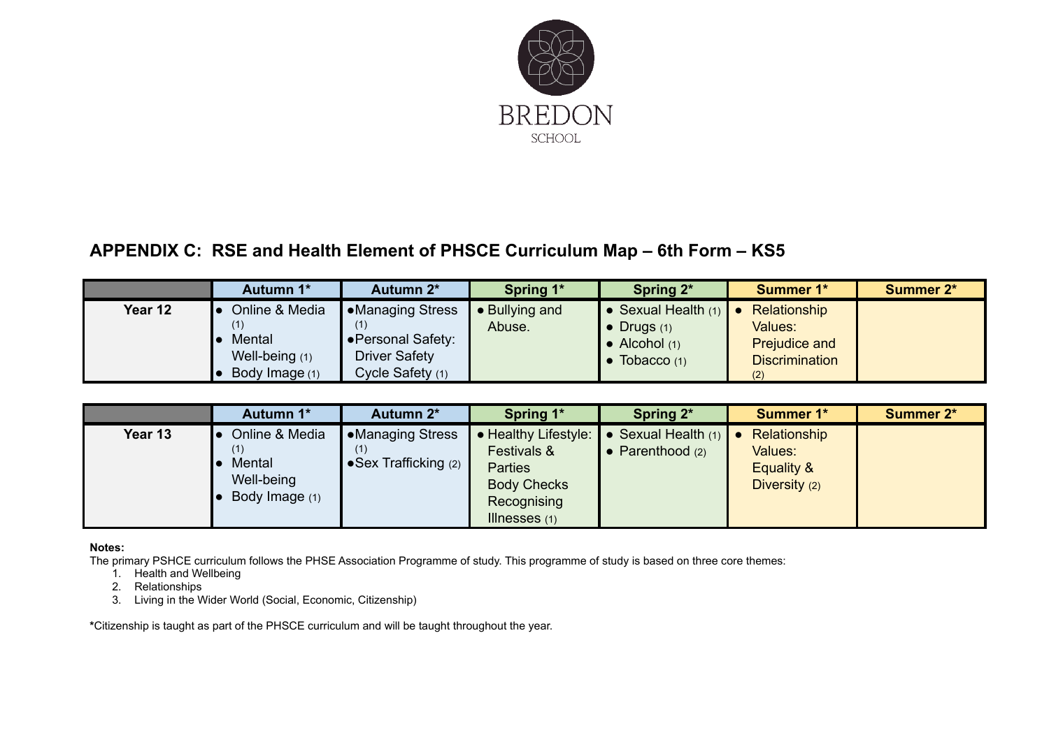BREDON SCHOOL

## APPENDIX C: RSE and Health Element of PHSCE Curriculum Map – 6th Form – KS5

| | Autumn 1* | Autumn 2* | Spring 1* | Spring 2* | Summer 1* | Summer 2* |
|---|---|---|---|---|---|---|
| **Year 12** | • Online & Media (1)<br>• Mental Well-being (1)<br>• Body Image (1) | •Managing Stress (1)<br>•Personal Safety: Driver Safety Cycle Safety (1) | • Bullying and Abuse. | • Sexual Health (1)<br>• Drugs (1)<br>• Alcohol (1)<br>• Tobacco (1) | • Relationship Values: Prejudice and Discrimination (2) | |

| | Autumn 1* | Autumn 2* | Spring 1* | Spring 2* | Summer 1* | Summer 2* |
|---|---|---|---|---|---|---|
| **Year 13** | • Online & Media (1)<br>• Mental Well-being<br>• Body Image (1) | •Managing Stress (1)<br>•Sex Trafficking (2) | • Healthy Lifestyle: Festivals & Parties Body Checks Recognising Illnesses (1) | • Sexual Health (1)<br>• Parenthood (2) | • Relationship Values: Equality & Diversity (2) | |

**Notes:**

The primary PSHCE curriculum follows the PHSE Association Programme of study. This programme of study is based on three core themes:

1. Health and Wellbeing
2. Relationships
3. Living in the Wider World (Social, Economic, Citizenship)

*Citizenship is taught as part of the PHSCE curriculum and will be taught throughout the year.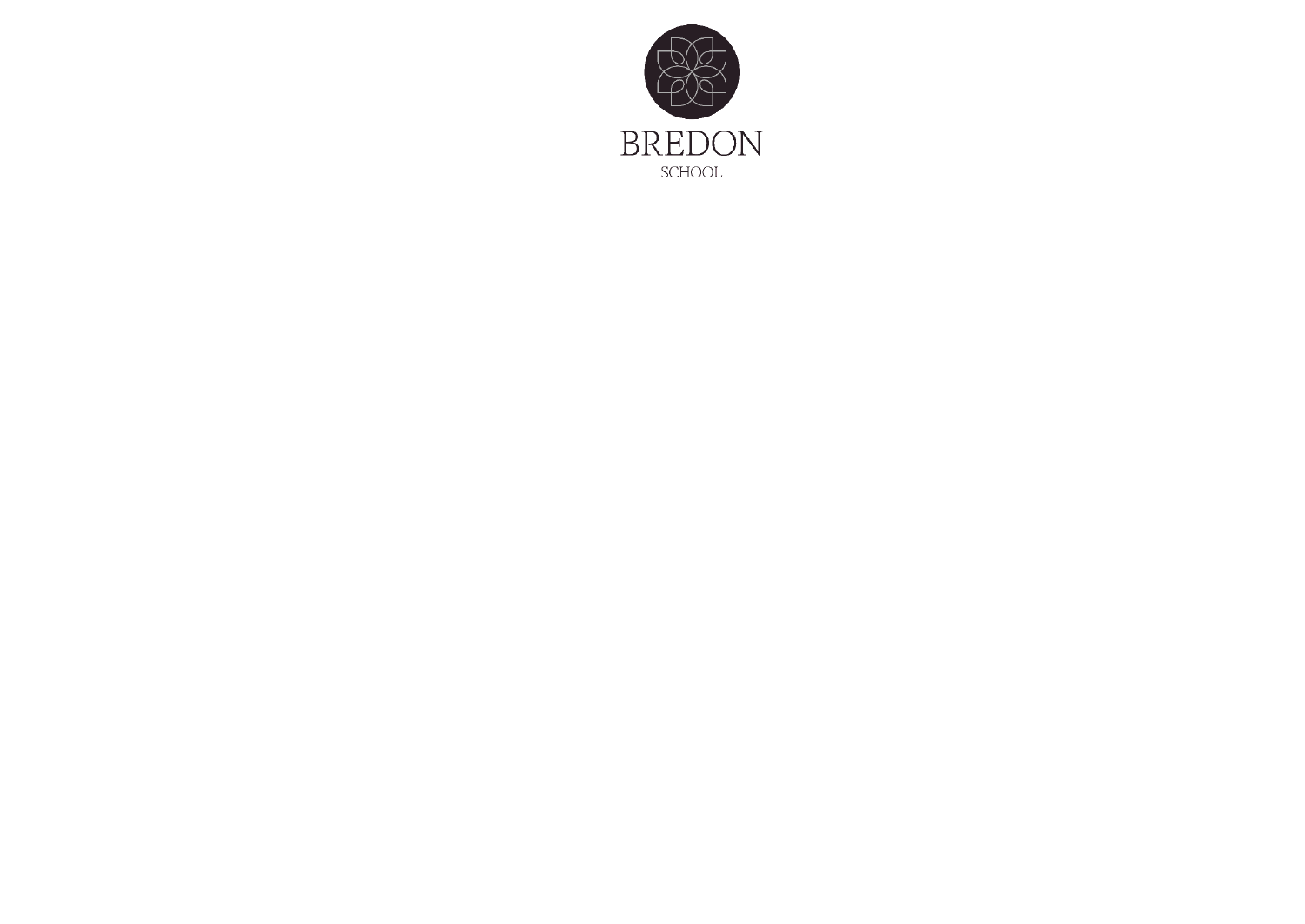BREDON

SCHOOL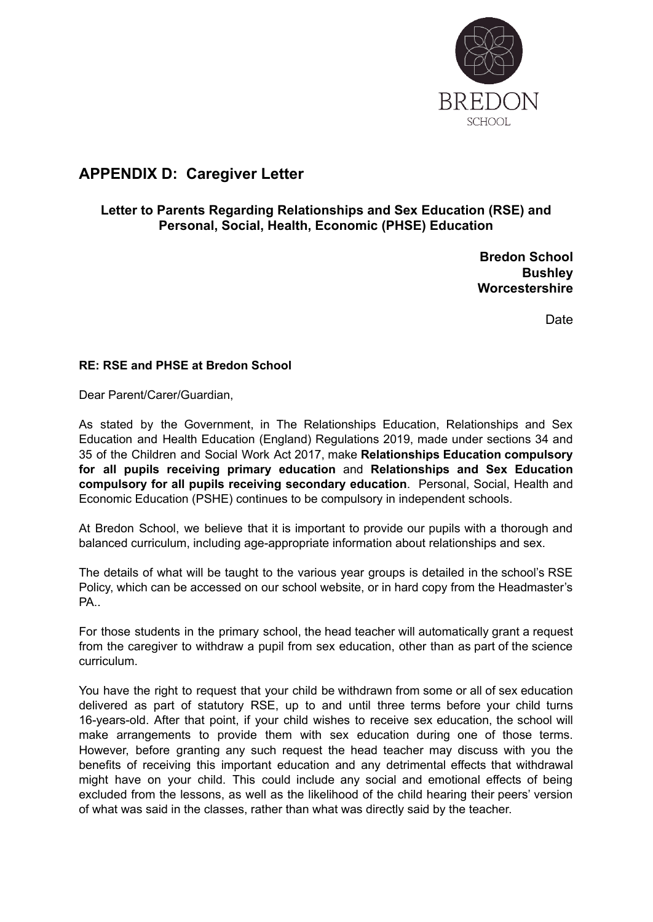BREDON

SCHOOL

## APPENDIX D: Caregiver Letter

### Letter to Parents Regarding Relationships and Sex Education (RSE) and Personal, Social, Health, Economic (PHSE) Education

**Bredon School**
**Bushley**
**Worcestershire**

Date

**RE: RSE and PHSE at Bredon School**

Dear Parent/Carer/Guardian,

As stated by the Government, in The Relationships Education, Relationships and Sex Education and Health Education (England) Regulations 2019, made under sections 34 and 35 of the Children and Social Work Act 2017, make **Relationships Education compulsory for all pupils receiving primary education** and **Relationships and Sex Education compulsory for all pupils receiving secondary education**. Personal, Social, Health and Economic Education (PSHE) continues to be compulsory in independent schools.

At Bredon School, we believe that it is important to provide our pupils with a thorough and balanced curriculum, including age-appropriate information about relationships and sex.

The details of what will be taught to the various year groups is detailed in the school's RSE Policy, which can be accessed on our school website, or in hard copy from the Headmaster's PA..

For those students in the primary school, the head teacher will automatically grant a request from the caregiver to withdraw a pupil from sex education, other than as part of the science curriculum.

You have the right to request that your child be withdrawn from some or all of sex education delivered as part of statutory RSE, up to and until three terms before your child turns 16-years-old. After that point, if your child wishes to receive sex education, the school will make arrangements to provide them with sex education during one of those terms. However, before granting any such request the head teacher may discuss with you the benefits of receiving this important education and any detrimental effects that withdrawal might have on your child. This could include any social and emotional effects of being excluded from the lessons, as well as the likelihood of the child hearing their peers' version of what was said in the classes, rather than what was directly said by the teacher.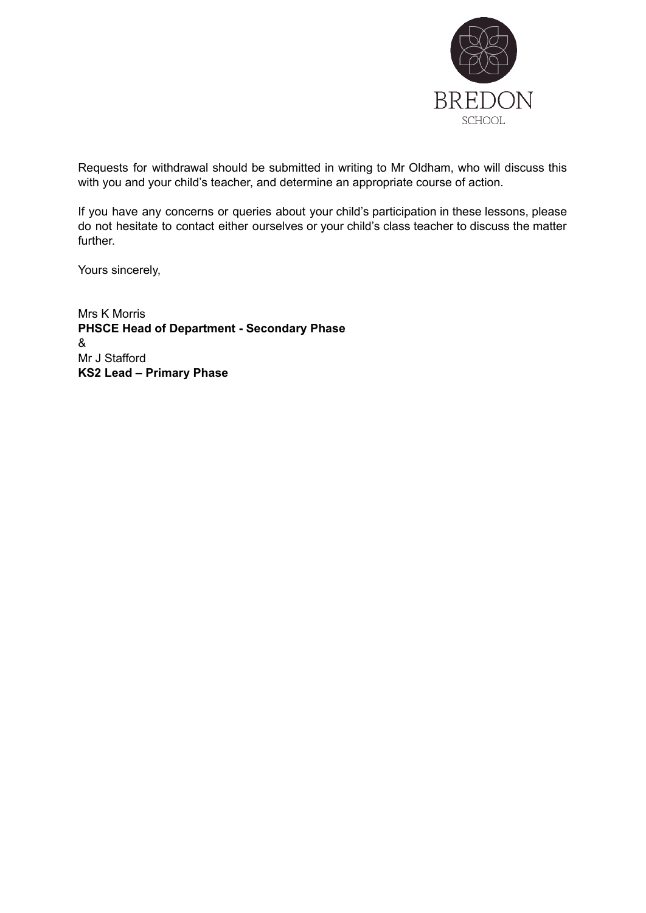Requests for withdrawal should be submitted in writing to Mr Oldham, who will discuss this with you and your child's teacher, and determine an appropriate course of action.

If you have any concerns or queries about your child's participation in these lessons, please do not hesitate to contact either ourselves or your child's class teacher to discuss the matter further.

Yours sincerely,

Mrs K Morris
**PHSCE Head of Department - Secondary Phase**
&
Mr J Stafford
**KS2 Lead – Primary Phase**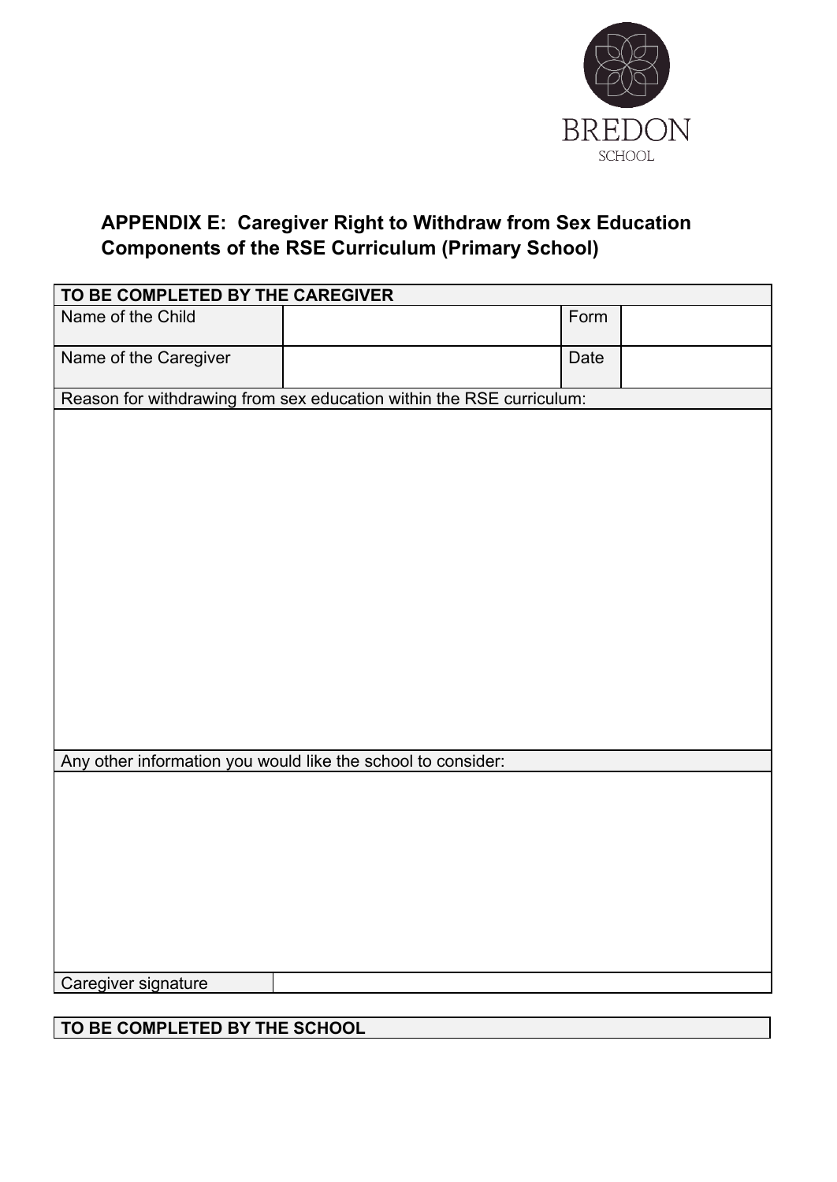BREDON
SCHOOL

## APPENDIX E: Caregiver Right to Withdraw from Sex Education Components of the RSE Curriculum (Primary School)

| TO BE COMPLETED BY THE CAREGIVER | | | |
|---|---|---|---|
| Name of the Child | | Form | |
| Name of the Caregiver | | Date | |
| Reason for withdrawing from sex education within the RSE curriculum: | | | |
| | | | |
| Any other information you would like the school to consider: | | | |
| | | | |
| Caregiver signature | | | |

| TO BE COMPLETED BY THE SCHOOL |
|---|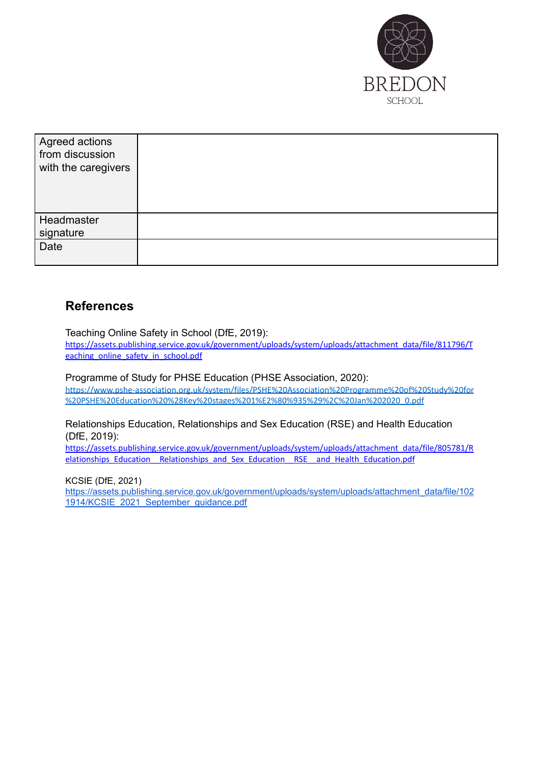| | |
|---|---|
| Agreed actions from discussion with the caregivers | |
| Headmaster signature | |
| Date | |

## References

Teaching Online Safety in School (DfE, 2019):
https://assets.publishing.service.gov.uk/government/uploads/system/uploads/attachment_data/file/811796/Teaching_online_safety_in_school.pdf

Programme of Study for PHSE Education (PHSE Association, 2020):
https://www.pshe-association.org.uk/system/files/PSHE%20Association%20Programme%20of%20Study%20for%20PSHE%20Education%20%28Key%20stages%201%E2%80%935%29%2C%20Jan%202020_0.pdf

Relationships Education, Relationships and Sex Education (RSE) and Health Education (DfE, 2019):
https://assets.publishing.service.gov.uk/government/uploads/system/uploads/attachment_data/file/805781/Relationships_Education__Relationships_and_Sex_Education__RSE__and_Health_Education.pdf

KCSIE (DfE, 2021)
https://assets.publishing.service.gov.uk/government/uploads/system/uploads/attachment_data/file/1021914/KCSIE_2021_September_guidance.pdf